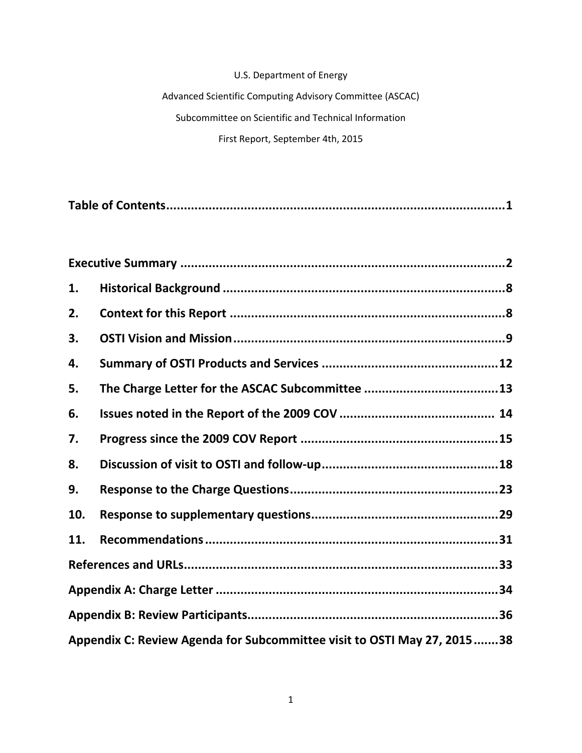U.S. Department of Energy

Advanced Scientific Computing Advisory Committee (ASCAC)

Subcommittee on Scientific and Technical Information

First Report, September 4th, 2015

**Table of Contents ................................................................................ 1**

**Executive Summary ............................................................................ 2**

**1. Historical Background ................................................................ 8**

**2. Context for this Report .............................................................. 8**

**3. OSTI Vision and Mission ............................................................ 9**

**4. Summary of OSTI Products and Services .................................. 12**

**5. The Charge Letter for the ASCAC Subcommittee ...................... 13**

**6. Issues noted in the Report of the 2009 COV ............................ 14**

**7. Progress since the 2009 COV Report ........................................ 15**

**8. Discussion of visit to OSTI and follow-up .................................. 18**

**9. Response to the Charge Questions ........................................... 23**

**10. Response to supplementary questions ..................................... 29**

**11. Recommendations ................................................................... 31**

**References and URLs ........................................................................ 33**

**Appendix A: Charge Letter ................................................................ 34**

**Appendix B: Review Participants ....................................................... 36**

**Appendix C: Review Agenda for Subcommittee visit to OSTI May 27, 2015 ....... 38**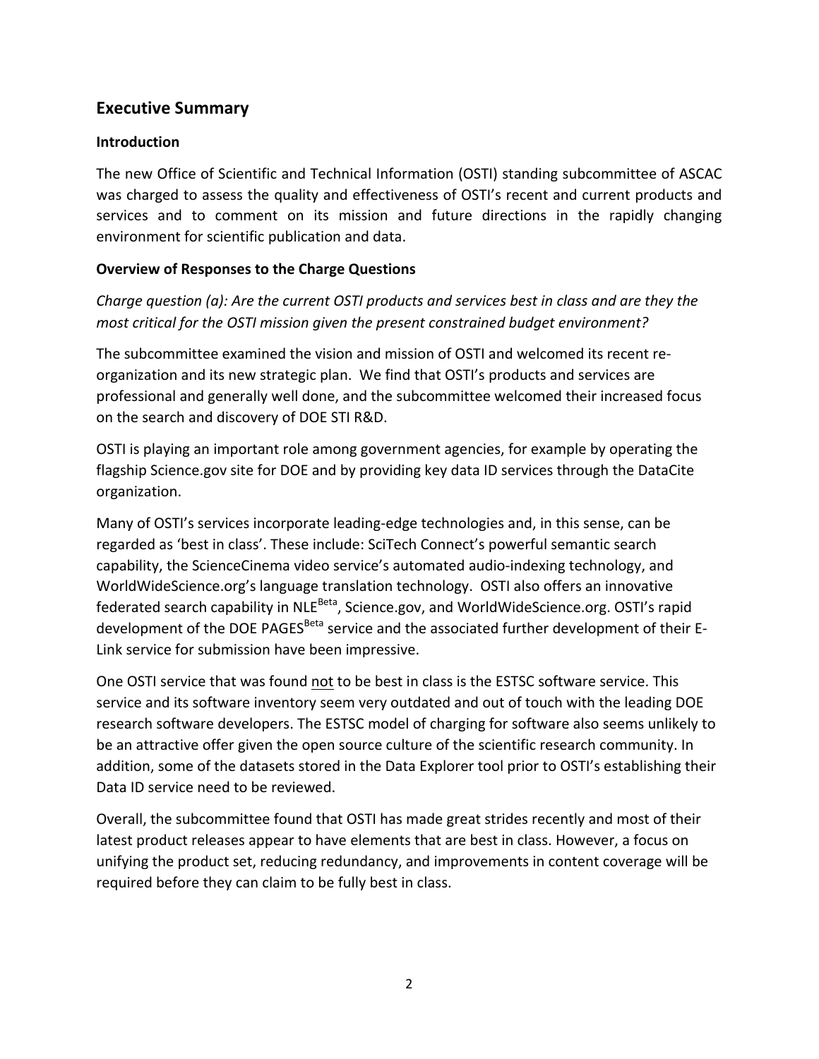## Executive Summary

### Introduction

The new Office of Scientific and Technical Information (OSTI) standing subcommittee of ASCAC was charged to assess the quality and effectiveness of OSTI's recent and current products and services and to comment on its mission and future directions in the rapidly changing environment for scientific publication and data.

### Overview of Responses to the Charge Questions

*Charge question (a): Are the current OSTI products and services best in class and are they the most critical for the OSTI mission given the present constrained budget environment?*

The subcommittee examined the vision and mission of OSTI and welcomed its recent re-organization and its new strategic plan. We find that OSTI's products and services are professional and generally well done, and the subcommittee welcomed their increased focus on the search and discovery of DOE STI R&D.

OSTI is playing an important role among government agencies, for example by operating the flagship Science.gov site for DOE and by providing key data ID services through the DataCite organization.

Many of OSTI's services incorporate leading-edge technologies and, in this sense, can be regarded as 'best in class'. These include: SciTech Connect's powerful semantic search capability, the ScienceCinema video service's automated audio-indexing technology, and WorldWideScience.org's language translation technology. OSTI also offers an innovative federated search capability in NLE^Beta, Science.gov, and WorldWideScience.org. OSTI's rapid development of the DOE PAGES^Beta service and the associated further development of their E-Link service for submission have been impressive.

One OSTI service that was found <u>not</u> to be best in class is the ESTSC software service. This service and its software inventory seem very outdated and out of touch with the leading DOE research software developers. The ESTSC model of charging for software also seems unlikely to be an attractive offer given the open source culture of the scientific research community. In addition, some of the datasets stored in the Data Explorer tool prior to OSTI's establishing their Data ID service need to be reviewed.

Overall, the subcommittee found that OSTI has made great strides recently and most of their latest product releases appear to have elements that are best in class. However, a focus on unifying the product set, reducing redundancy, and improvements in content coverage will be required before they can claim to be fully best in class.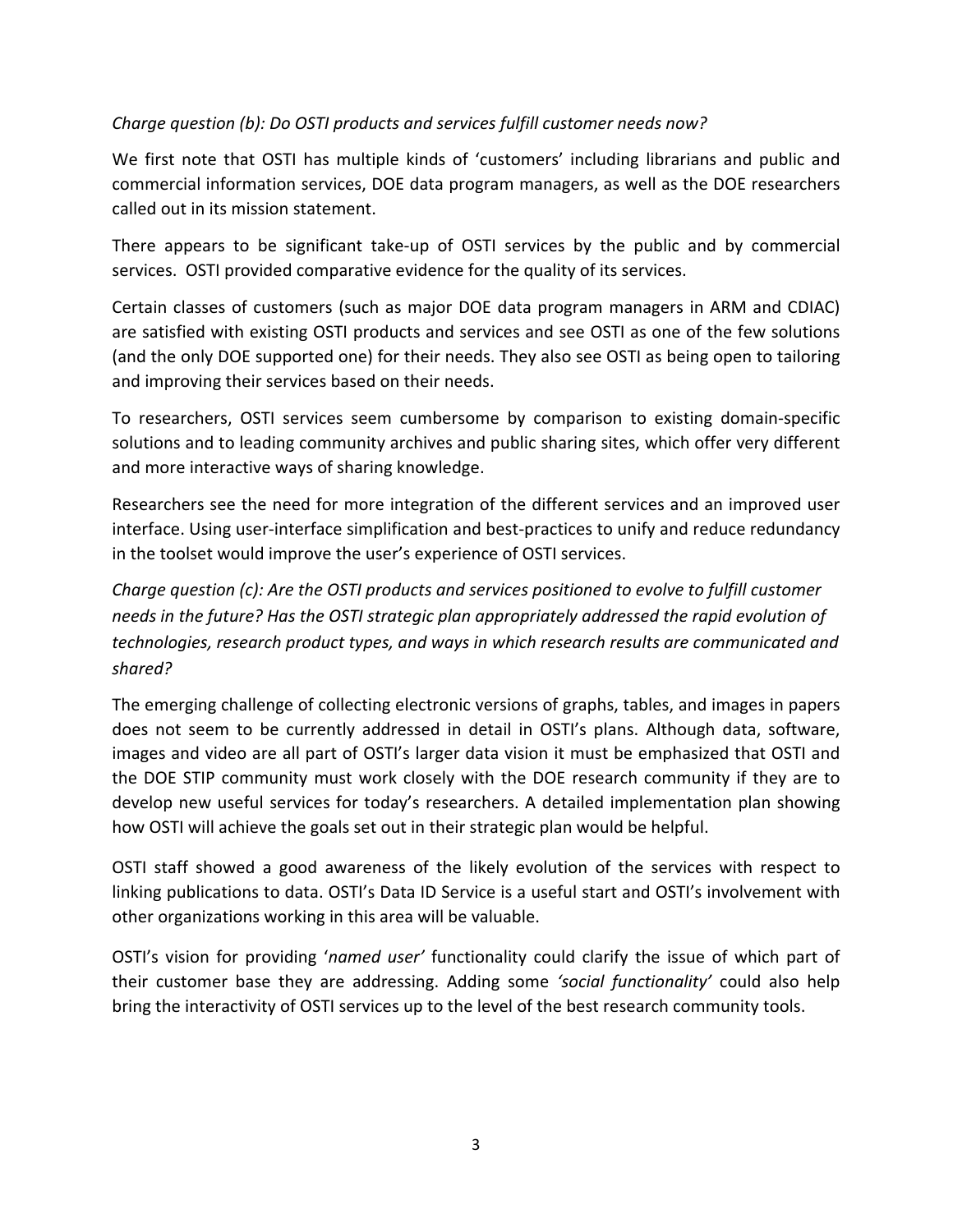*Charge question (b): Do OSTI products and services fulfill customer needs now?*

We first note that OSTI has multiple kinds of 'customers' including librarians and public and commercial information services, DOE data program managers, as well as the DOE researchers called out in its mission statement.

There appears to be significant take-up of OSTI services by the public and by commercial services. OSTI provided comparative evidence for the quality of its services.

Certain classes of customers (such as major DOE data program managers in ARM and CDIAC) are satisfied with existing OSTI products and services and see OSTI as one of the few solutions (and the only DOE supported one) for their needs. They also see OSTI as being open to tailoring and improving their services based on their needs.

To researchers, OSTI services seem cumbersome by comparison to existing domain-specific solutions and to leading community archives and public sharing sites, which offer very different and more interactive ways of sharing knowledge.

Researchers see the need for more integration of the different services and an improved user interface. Using user-interface simplification and best-practices to unify and reduce redundancy in the toolset would improve the user's experience of OSTI services.

*Charge question (c): Are the OSTI products and services positioned to evolve to fulfill customer needs in the future? Has the OSTI strategic plan appropriately addressed the rapid evolution of technologies, research product types, and ways in which research results are communicated and shared?*

The emerging challenge of collecting electronic versions of graphs, tables, and images in papers does not seem to be currently addressed in detail in OSTI's plans. Although data, software, images and video are all part of OSTI's larger data vision it must be emphasized that OSTI and the DOE STIP community must work closely with the DOE research community if they are to develop new useful services for today's researchers. A detailed implementation plan showing how OSTI will achieve the goals set out in their strategic plan would be helpful.

OSTI staff showed a good awareness of the likely evolution of the services with respect to linking publications to data. OSTI's Data ID Service is a useful start and OSTI's involvement with other organizations working in this area will be valuable.

OSTI's vision for providing '*named user*' functionality could clarify the issue of which part of their customer base they are addressing. Adding some *'social functionality'* could also help bring the interactivity of OSTI services up to the level of the best research community tools.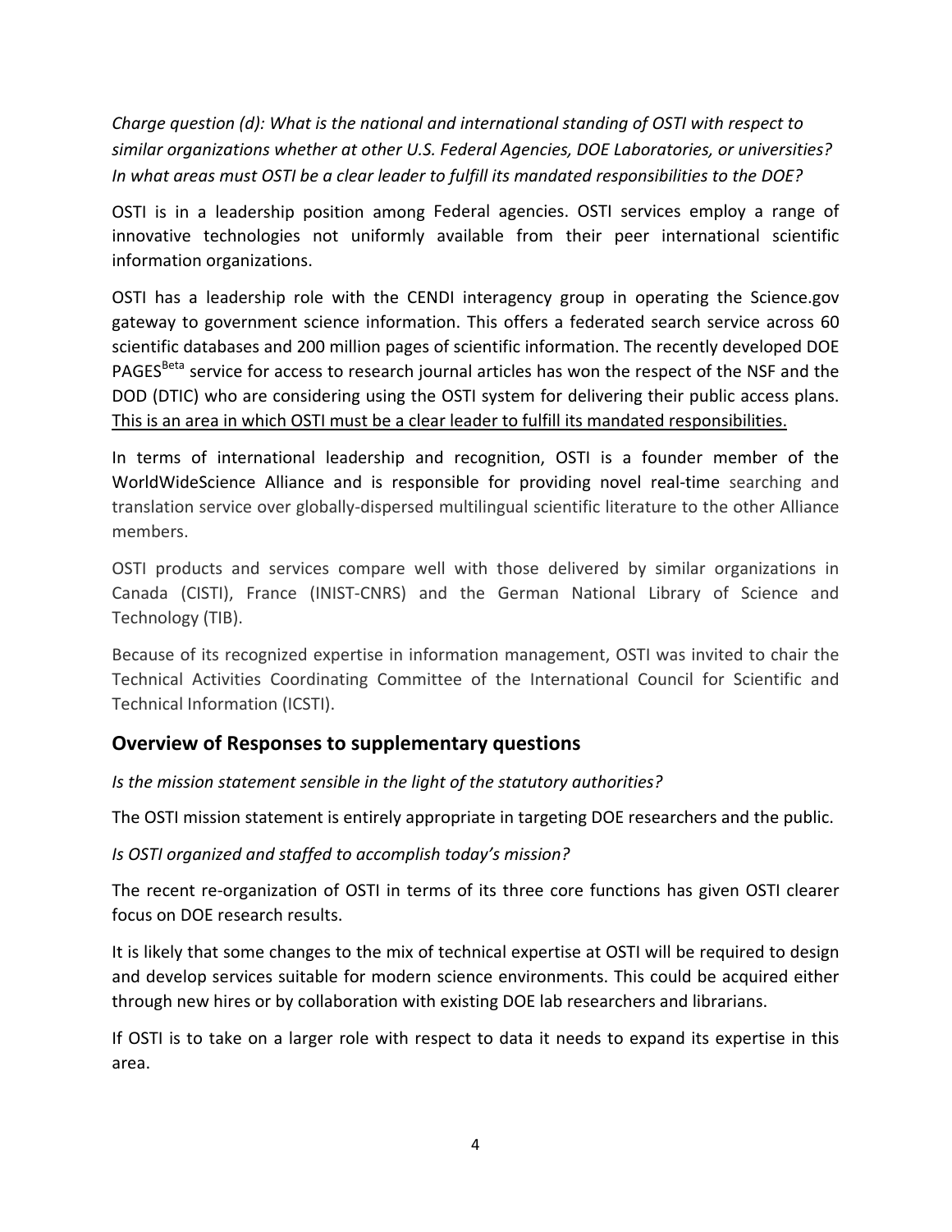*Charge question (d): What is the national and international standing of OSTI with respect to similar organizations whether at other U.S. Federal Agencies, DOE Laboratories, or universities? In what areas must OSTI be a clear leader to fulfill its mandated responsibilities to the DOE?*

OSTI is in a leadership position among Federal agencies. OSTI services employ a range of innovative technologies not uniformly available from their peer international scientific information organizations.

OSTI has a leadership role with the CENDI interagency group in operating the Science.gov gateway to government science information. This offers a federated search service across 60 scientific databases and 200 million pages of scientific information. The recently developed DOE PAGES[Beta] service for access to research journal articles has won the respect of the NSF and the DOD (DTIC) who are considering using the OSTI system for delivering their public access plans. <u>This is an area in which OSTI must be a clear leader to fulfill its mandated responsibilities.</u>

In terms of international leadership and recognition, OSTI is a founder member of the WorldWideScience Alliance and is responsible for providing novel real-time searching and translation service over globally-dispersed multilingual scientific literature to the other Alliance members.

OSTI products and services compare well with those delivered by similar organizations in Canada (CISTI), France (INIST-CNRS) and the German National Library of Science and Technology (TIB).

Because of its recognized expertise in information management, OSTI was invited to chair the Technical Activities Coordinating Committee of the International Council for Scientific and Technical Information (ICSTI).

## Overview of Responses to supplementary questions

*Is the mission statement sensible in the light of the statutory authorities?*

The OSTI mission statement is entirely appropriate in targeting DOE researchers and the public.

*Is OSTI organized and staffed to accomplish today's mission?*

The recent re-organization of OSTI in terms of its three core functions has given OSTI clearer focus on DOE research results.

It is likely that some changes to the mix of technical expertise at OSTI will be required to design and develop services suitable for modern science environments. This could be acquired either through new hires or by collaboration with existing DOE lab researchers and librarians.

If OSTI is to take on a larger role with respect to data it needs to expand its expertise in this area.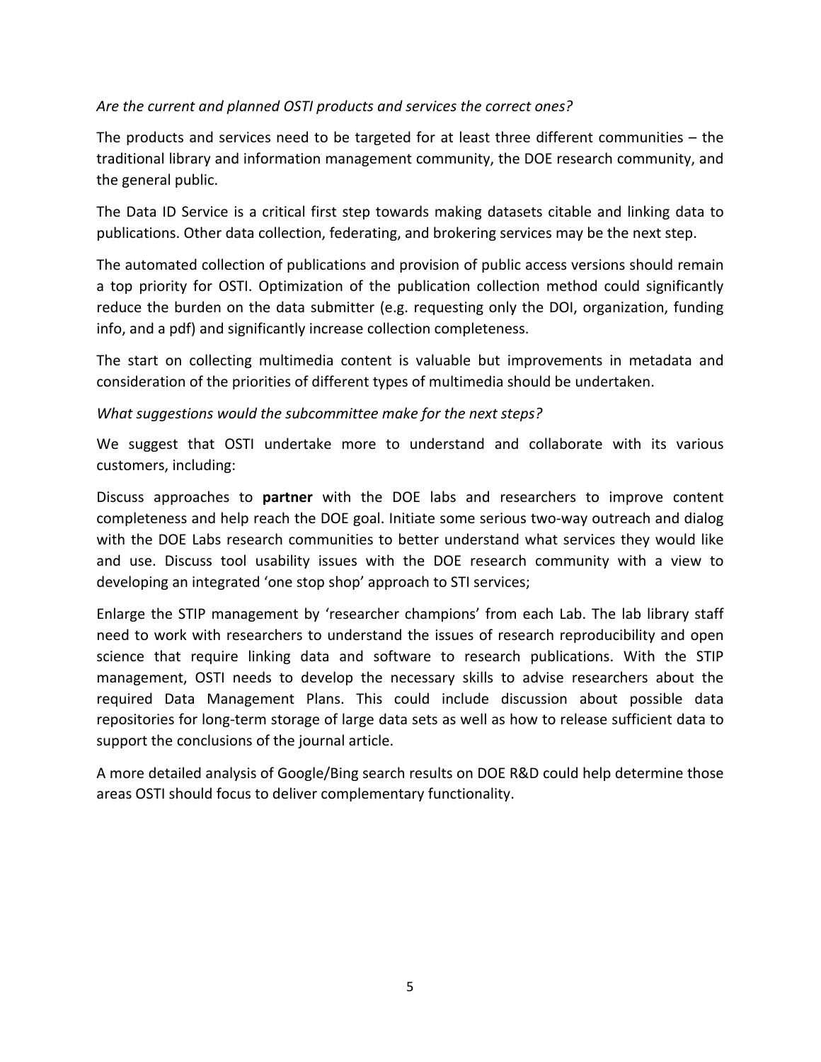*Are the current and planned OSTI products and services the correct ones?*

The products and services need to be targeted for at least three different communities – the traditional library and information management community, the DOE research community, and the general public.

The Data ID Service is a critical first step towards making datasets citable and linking data to publications. Other data collection, federating, and brokering services may be the next step.

The automated collection of publications and provision of public access versions should remain a top priority for OSTI. Optimization of the publication collection method could significantly reduce the burden on the data submitter (e.g. requesting only the DOI, organization, funding info, and a pdf) and significantly increase collection completeness.

The start on collecting multimedia content is valuable but improvements in metadata and consideration of the priorities of different types of multimedia should be undertaken.

*What suggestions would the subcommittee make for the next steps?*

We suggest that OSTI undertake more to understand and collaborate with its various customers, including:

Discuss approaches to **partner** with the DOE labs and researchers to improve content completeness and help reach the DOE goal. Initiate some serious two-way outreach and dialog with the DOE Labs research communities to better understand what services they would like and use. Discuss tool usability issues with the DOE research community with a view to developing an integrated 'one stop shop' approach to STI services;

Enlarge the STIP management by 'researcher champions' from each Lab. The lab library staff need to work with researchers to understand the issues of research reproducibility and open science that require linking data and software to research publications. With the STIP management, OSTI needs to develop the necessary skills to advise researchers about the required Data Management Plans. This could include discussion about possible data repositories for long-term storage of large data sets as well as how to release sufficient data to support the conclusions of the journal article.

A more detailed analysis of Google/Bing search results on DOE R&D could help determine those areas OSTI should focus to deliver complementary functionality.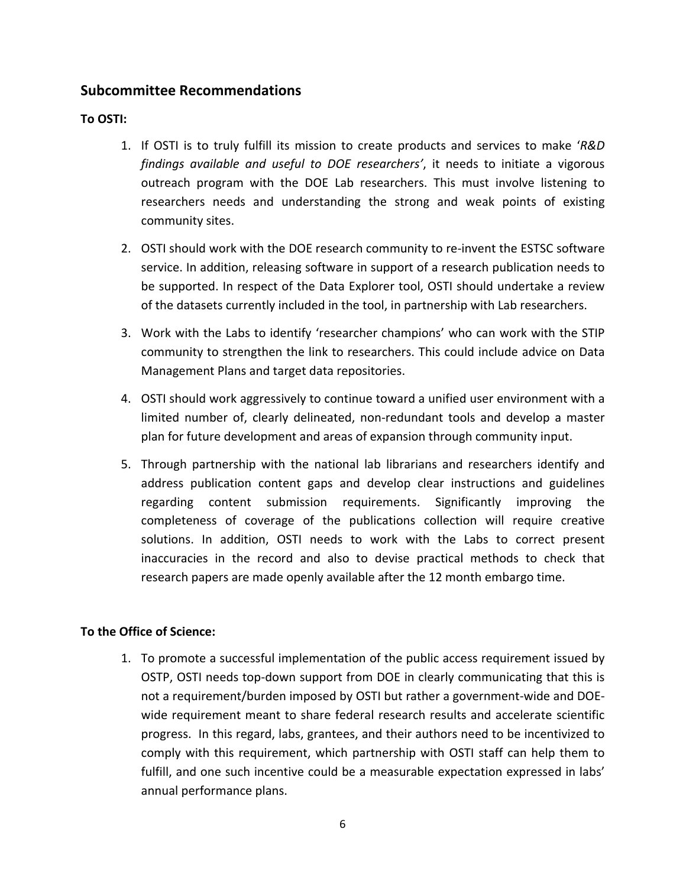## Subcommittee Recommendations

**To OSTI:**

1. If OSTI is to truly fulfill its mission to create products and services to make '*R&D findings available and useful to DOE researchers'*, it needs to initiate a vigorous outreach program with the DOE Lab researchers. This must involve listening to researchers needs and understanding the strong and weak points of existing community sites.
2. OSTI should work with the DOE research community to re-invent the ESTSC software service. In addition, releasing software in support of a research publication needs to be supported. In respect of the Data Explorer tool, OSTI should undertake a review of the datasets currently included in the tool, in partnership with Lab researchers.
3. Work with the Labs to identify 'researcher champions' who can work with the STIP community to strengthen the link to researchers. This could include advice on Data Management Plans and target data repositories.
4. OSTI should work aggressively to continue toward a unified user environment with a limited number of, clearly delineated, non-redundant tools and develop a master plan for future development and areas of expansion through community input.
5. Through partnership with the national lab librarians and researchers identify and address publication content gaps and develop clear instructions and guidelines regarding content submission requirements. Significantly improving the completeness of coverage of the publications collection will require creative solutions. In addition, OSTI needs to work with the Labs to correct present inaccuracies in the record and also to devise practical methods to check that research papers are made openly available after the 12 month embargo time.

**To the Office of Science:**

1. To promote a successful implementation of the public access requirement issued by OSTP, OSTI needs top-down support from DOE in clearly communicating that this is not a requirement/burden imposed by OSTI but rather a government-wide and DOE-wide requirement meant to share federal research results and accelerate scientific progress. In this regard, labs, grantees, and their authors need to be incentivized to comply with this requirement, which partnership with OSTI staff can help them to fulfill, and one such incentive could be a measurable expectation expressed in labs' annual performance plans.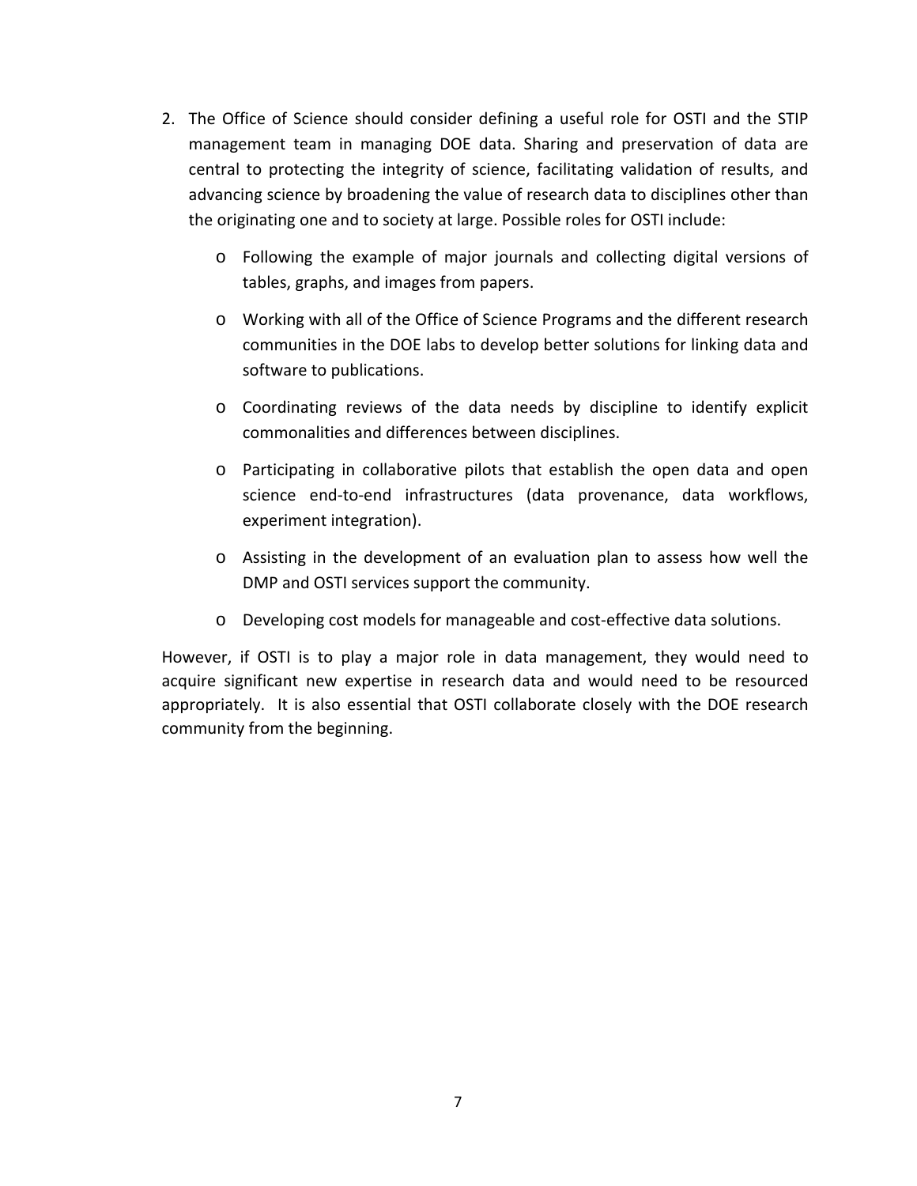2. The Office of Science should consider defining a useful role for OSTI and the STIP management team in managing DOE data. Sharing and preservation of data are central to protecting the integrity of science, facilitating validation of results, and advancing science by broadening the value of research data to disciplines other than the originating one and to society at large. Possible roles for OSTI include:

    - Following the example of major journals and collecting digital versions of tables, graphs, and images from papers.
    - Working with all of the Office of Science Programs and the different research communities in the DOE labs to develop better solutions for linking data and software to publications.
    - Coordinating reviews of the data needs by discipline to identify explicit commonalities and differences between disciplines.
    - Participating in collaborative pilots that establish the open data and open science end-to-end infrastructures (data provenance, data workflows, experiment integration).
    - Assisting in the development of an evaluation plan to assess how well the DMP and OSTI services support the community.
    - Developing cost models for manageable and cost-effective data solutions.

However, if OSTI is to play a major role in data management, they would need to acquire significant new expertise in research data and would need to be resourced appropriately. It is also essential that OSTI collaborate closely with the DOE research community from the beginning.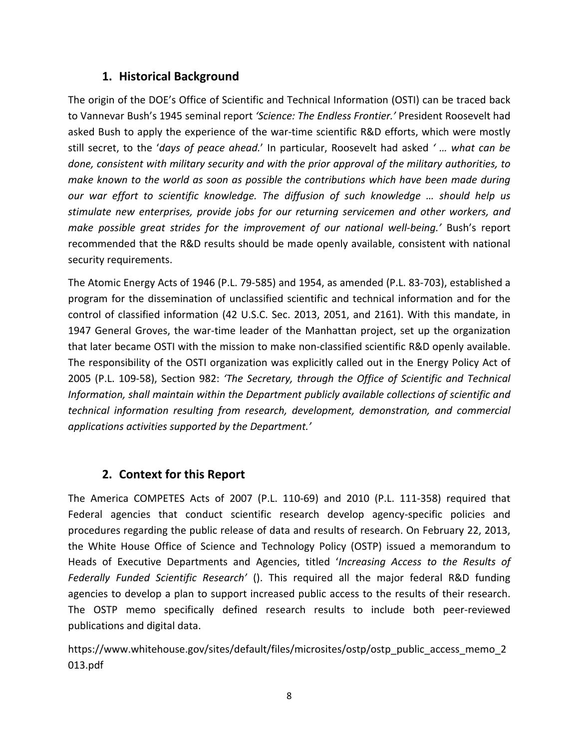## 1. Historical Background

The origin of the DOE's Office of Scientific and Technical Information (OSTI) can be traced back to Vannevar Bush's 1945 seminal report *'Science: The Endless Frontier.'* President Roosevelt had asked Bush to apply the experience of the war-time scientific R&D efforts, which were mostly still secret, to the '*days of peace ahead.*' In particular, Roosevelt had asked *' … what can be done, consistent with military security and with the prior approval of the military authorities, to make known to the world as soon as possible the contributions which have been made during our war effort to scientific knowledge. The diffusion of such knowledge … should help us stimulate new enterprises, provide jobs for our returning servicemen and other workers, and make possible great strides for the improvement of our national well-being.'* Bush's report recommended that the R&D results should be made openly available, consistent with national security requirements.

The Atomic Energy Acts of 1946 (P.L. 79-585) and 1954, as amended (P.L. 83-703), established a program for the dissemination of unclassified scientific and technical information and for the control of classified information (42 U.S.C. Sec. 2013, 2051, and 2161). With this mandate, in 1947 General Groves, the war-time leader of the Manhattan project, set up the organization that later became OSTI with the mission to make non-classified scientific R&D openly available. The responsibility of the OSTI organization was explicitly called out in the Energy Policy Act of 2005 (P.L. 109-58), Section 982: *'The Secretary, through the Office of Scientific and Technical Information, shall maintain within the Department publicly available collections of scientific and technical information resulting from research, development, demonstration, and commercial applications activities supported by the Department.'*

## 2. Context for this Report

The America COMPETES Acts of 2007 (P.L. 110-69) and 2010 (P.L. 111-358) required that Federal agencies that conduct scientific research develop agency-specific policies and procedures regarding the public release of data and results of research. On February 22, 2013, the White House Office of Science and Technology Policy (OSTP) issued a memorandum to Heads of Executive Departments and Agencies, titled '*Increasing Access to the Results of Federally Funded Scientific Research'* (). This required all the major federal R&D funding agencies to develop a plan to support increased public access to the results of their research. The OSTP memo specifically defined research results to include both peer-reviewed publications and digital data.

https://www.whitehouse.gov/sites/default/files/microsites/ostp/ostp_public_access_memo_2013.pdf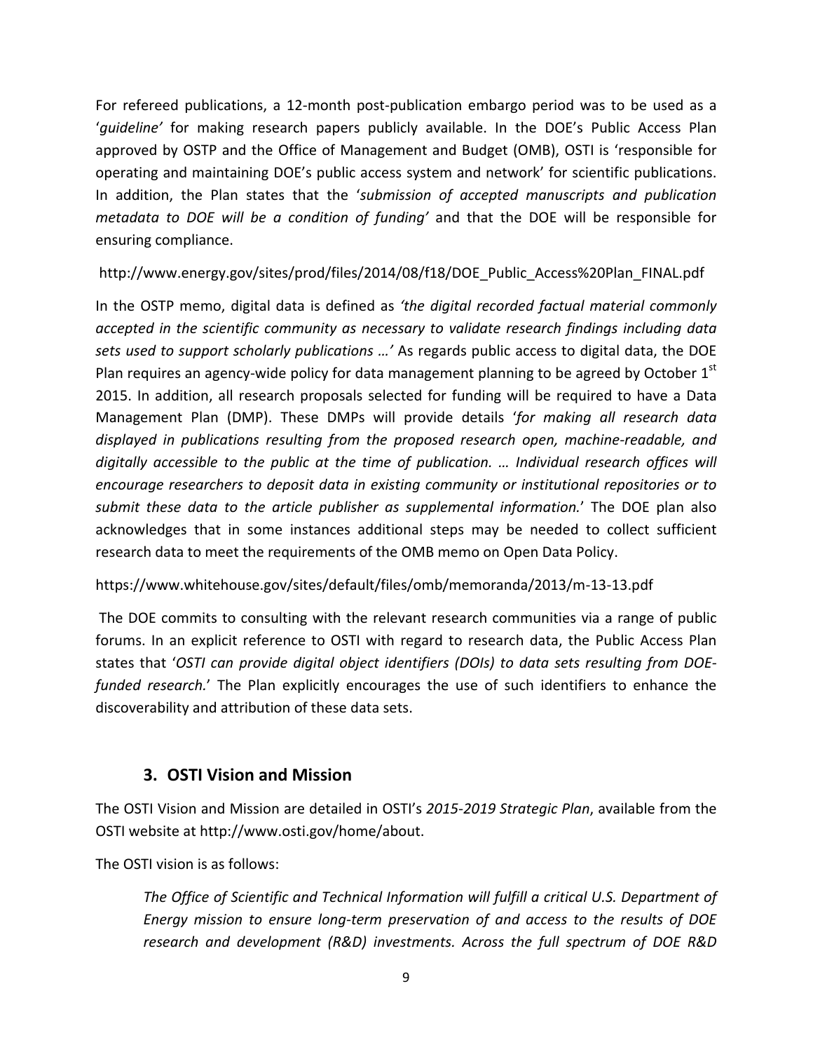For refereed publications, a 12-month post-publication embargo period was to be used as a '*guideline'* for making research papers publicly available. In the DOE's Public Access Plan approved by OSTP and the Office of Management and Budget (OMB), OSTI is 'responsible for operating and maintaining DOE's public access system and network' for scientific publications. In addition, the Plan states that the '*submission of accepted manuscripts and publication metadata to DOE will be a condition of funding'* and that the DOE will be responsible for ensuring compliance.

http://www.energy.gov/sites/prod/files/2014/08/f18/DOE_Public_Access%20Plan_FINAL.pdf

In the OSTP memo, digital data is defined as *'the digital recorded factual material commonly accepted in the scientific community as necessary to validate research findings including data sets used to support scholarly publications …'* As regards public access to digital data, the DOE Plan requires an agency-wide policy for data management planning to be agreed by October 1st 2015. In addition, all research proposals selected for funding will be required to have a Data Management Plan (DMP). These DMPs will provide details '*for making all research data displayed in publications resulting from the proposed research open, machine-readable, and digitally accessible to the public at the time of publication. … Individual research offices will encourage researchers to deposit data in existing community or institutional repositories or to submit these data to the article publisher as supplemental information.*' The DOE plan also acknowledges that in some instances additional steps may be needed to collect sufficient research data to meet the requirements of the OMB memo on Open Data Policy.

https://www.whitehouse.gov/sites/default/files/omb/memoranda/2013/m-13-13.pdf

The DOE commits to consulting with the relevant research communities via a range of public forums. In an explicit reference to OSTI with regard to research data, the Public Access Plan states that '*OSTI can provide digital object identifiers (DOIs) to data sets resulting from DOE-funded research.*' The Plan explicitly encourages the use of such identifiers to enhance the discoverability and attribution of these data sets.

## 3. OSTI Vision and Mission

The OSTI Vision and Mission are detailed in OSTI's *2015-2019 Strategic Plan*, available from the OSTI website at http://www.osti.gov/home/about.

The OSTI vision is as follows:

> *The Office of Scientific and Technical Information will fulfill a critical U.S. Department of Energy mission to ensure long-term preservation of and access to the results of DOE research and development (R&D) investments. Across the full spectrum of DOE R&D*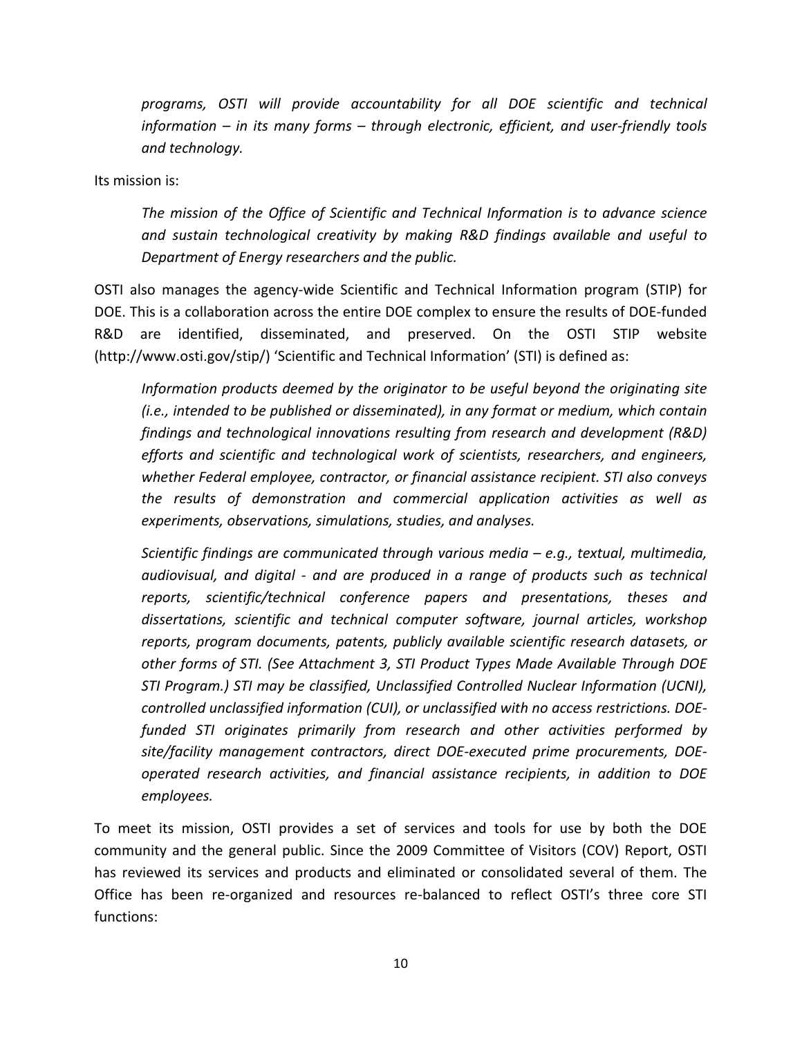*programs, OSTI will provide accountability for all DOE scientific and technical information – in its many forms – through electronic, efficient, and user-friendly tools and technology.*

Its mission is:

> *The mission of the Office of Scientific and Technical Information is to advance science and sustain technological creativity by making R&D findings available and useful to Department of Energy researchers and the public.*

OSTI also manages the agency-wide Scientific and Technical Information program (STIP) for DOE. This is a collaboration across the entire DOE complex to ensure the results of DOE-funded R&D are identified, disseminated, and preserved. On the OSTI STIP website (http://www.osti.gov/stip/) 'Scientific and Technical Information' (STI) is defined as:

> *Information products deemed by the originator to be useful beyond the originating site (i.e., intended to be published or disseminated), in any format or medium, which contain findings and technological innovations resulting from research and development (R&D) efforts and scientific and technological work of scientists, researchers, and engineers, whether Federal employee, contractor, or financial assistance recipient. STI also conveys the results of demonstration and commercial application activities as well as experiments, observations, simulations, studies, and analyses.*
>
> *Scientific findings are communicated through various media – e.g., textual, multimedia, audiovisual, and digital - and are produced in a range of products such as technical reports, scientific/technical conference papers and presentations, theses and dissertations, scientific and technical computer software, journal articles, workshop reports, program documents, patents, publicly available scientific research datasets, or other forms of STI. (See Attachment 3, STI Product Types Made Available Through DOE STI Program.) STI may be classified, Unclassified Controlled Nuclear Information (UCNI), controlled unclassified information (CUI), or unclassified with no access restrictions. DOE-funded STI originates primarily from research and other activities performed by site/facility management contractors, direct DOE-executed prime procurements, DOE-operated research activities, and financial assistance recipients, in addition to DOE employees.*

To meet its mission, OSTI provides a set of services and tools for use by both the DOE community and the general public. Since the 2009 Committee of Visitors (COV) Report, OSTI has reviewed its services and products and eliminated or consolidated several of them. The Office has been re-organized and resources re-balanced to reflect OSTI's three core STI functions: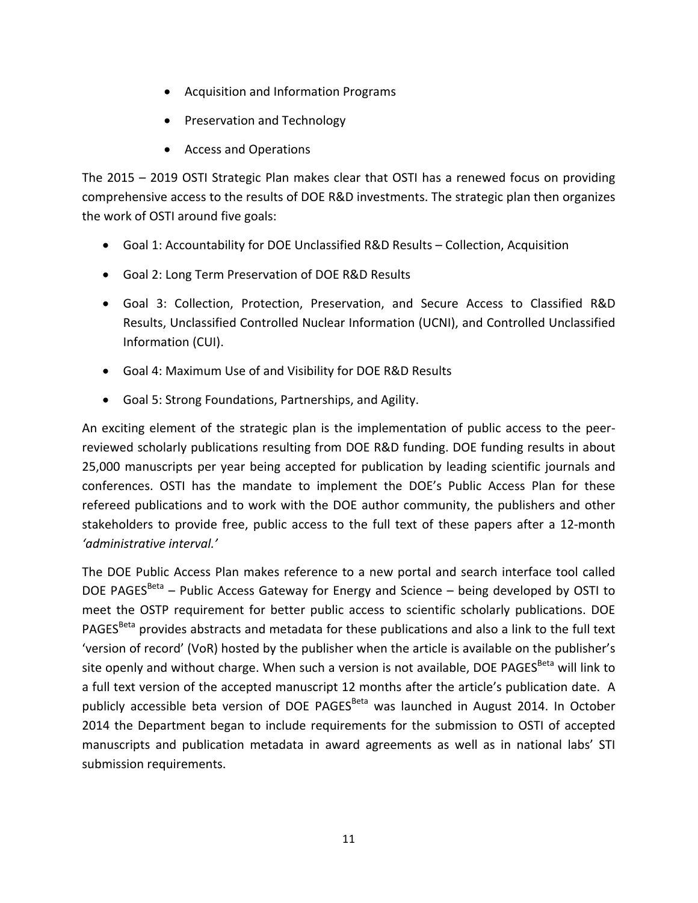- Acquisition and Information Programs
- Preservation and Technology
- Access and Operations

The 2015 – 2019 OSTI Strategic Plan makes clear that OSTI has a renewed focus on providing comprehensive access to the results of DOE R&D investments. The strategic plan then organizes the work of OSTI around five goals:

- Goal 1: Accountability for DOE Unclassified R&D Results – Collection, Acquisition
- Goal 2: Long Term Preservation of DOE R&D Results
- Goal 3: Collection, Protection, Preservation, and Secure Access to Classified R&D Results, Unclassified Controlled Nuclear Information (UCNI), and Controlled Unclassified Information (CUI).
- Goal 4: Maximum Use of and Visibility for DOE R&D Results
- Goal 5: Strong Foundations, Partnerships, and Agility.

An exciting element of the strategic plan is the implementation of public access to the peer-reviewed scholarly publications resulting from DOE R&D funding. DOE funding results in about 25,000 manuscripts per year being accepted for publication by leading scientific journals and conferences. OSTI has the mandate to implement the DOE's Public Access Plan for these refereed publications and to work with the DOE author community, the publishers and other stakeholders to provide free, public access to the full text of these papers after a 12-month *'administrative interval.'*

The DOE Public Access Plan makes reference to a new portal and search interface tool called DOE PAGES[Beta] – Public Access Gateway for Energy and Science – being developed by OSTI to meet the OSTP requirement for better public access to scientific scholarly publications. DOE PAGES[Beta] provides abstracts and metadata for these publications and also a link to the full text 'version of record' (VoR) hosted by the publisher when the article is available on the publisher's site openly and without charge. When such a version is not available, DOE PAGES[Beta] will link to a full text version of the accepted manuscript 12 months after the article's publication date. A publicly accessible beta version of DOE PAGES[Beta] was launched in August 2014. In October 2014 the Department began to include requirements for the submission to OSTI of accepted manuscripts and publication metadata in award agreements as well as in national labs' STI submission requirements.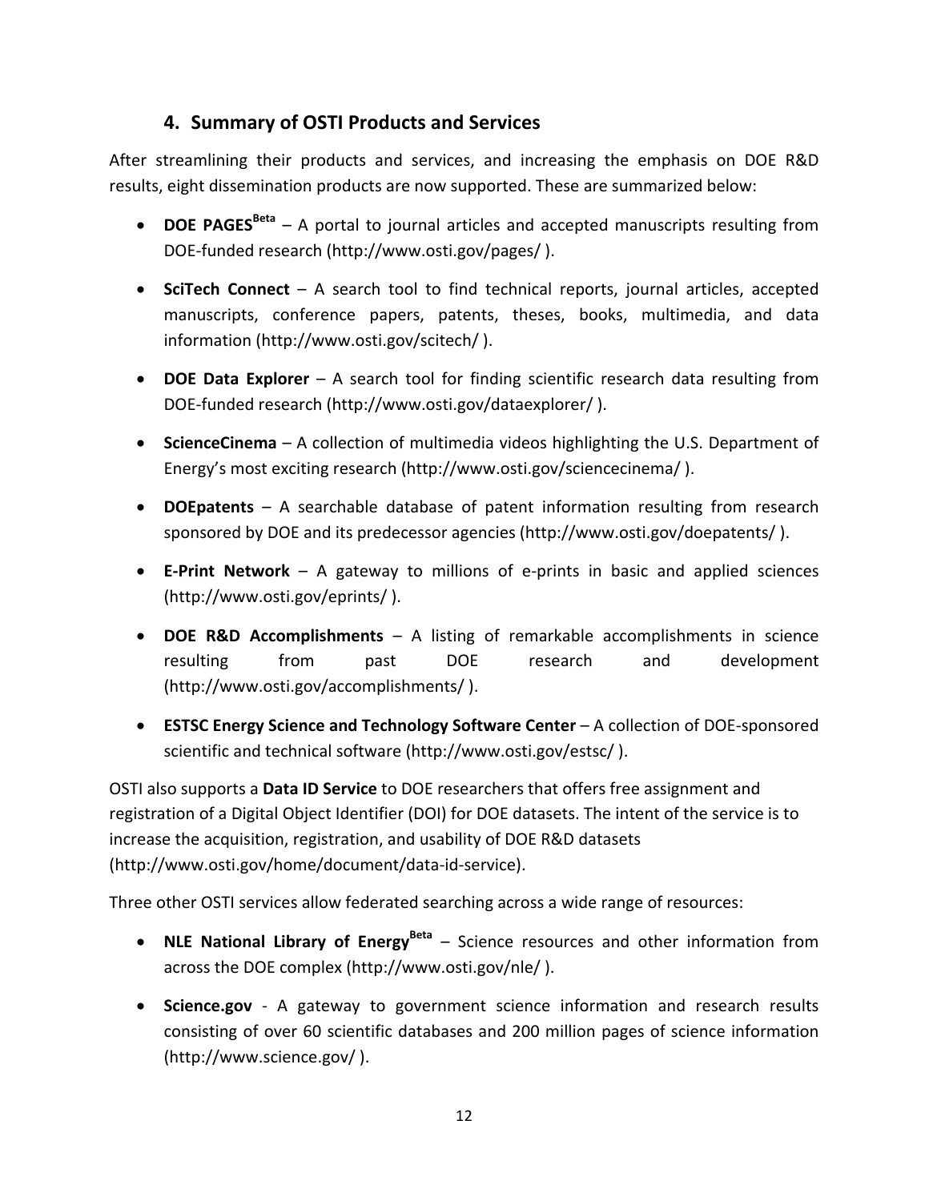## 4. Summary of OSTI Products and Services

After streamlining their products and services, and increasing the emphasis on DOE R&D results, eight dissemination products are now supported. These are summarized below:

- **DOE PAGES[Beta]** – A portal to journal articles and accepted manuscripts resulting from DOE-funded research (http://www.osti.gov/pages/ ).
- **SciTech Connect** – A search tool to find technical reports, journal articles, accepted manuscripts, conference papers, patents, theses, books, multimedia, and data information (http://www.osti.gov/scitech/ ).
- **DOE Data Explorer** – A search tool for finding scientific research data resulting from DOE-funded research (http://www.osti.gov/dataexplorer/ ).
- **ScienceCinema** – A collection of multimedia videos highlighting the U.S. Department of Energy's most exciting research (http://www.osti.gov/sciencecinema/ ).
- **DOEpatents** – A searchable database of patent information resulting from research sponsored by DOE and its predecessor agencies (http://www.osti.gov/doepatents/ ).
- **E-Print Network** – A gateway to millions of e-prints in basic and applied sciences (http://www.osti.gov/eprints/ ).
- **DOE R&D Accomplishments** – A listing of remarkable accomplishments in science resulting from past DOE research and development (http://www.osti.gov/accomplishments/ ).
- **ESTSC Energy Science and Technology Software Center** – A collection of DOE-sponsored scientific and technical software (http://www.osti.gov/estsc/ ).

OSTI also supports a **Data ID Service** to DOE researchers that offers free assignment and registration of a Digital Object Identifier (DOI) for DOE datasets. The intent of the service is to increase the acquisition, registration, and usability of DOE R&D datasets (http://www.osti.gov/home/document/data-id-service).

Three other OSTI services allow federated searching across a wide range of resources:

- **NLE National Library of Energy[Beta]** – Science resources and other information from across the DOE complex (http://www.osti.gov/nle/ ).
- **Science.gov** - A gateway to government science information and research results consisting of over 60 scientific databases and 200 million pages of science information (http://www.science.gov/ ).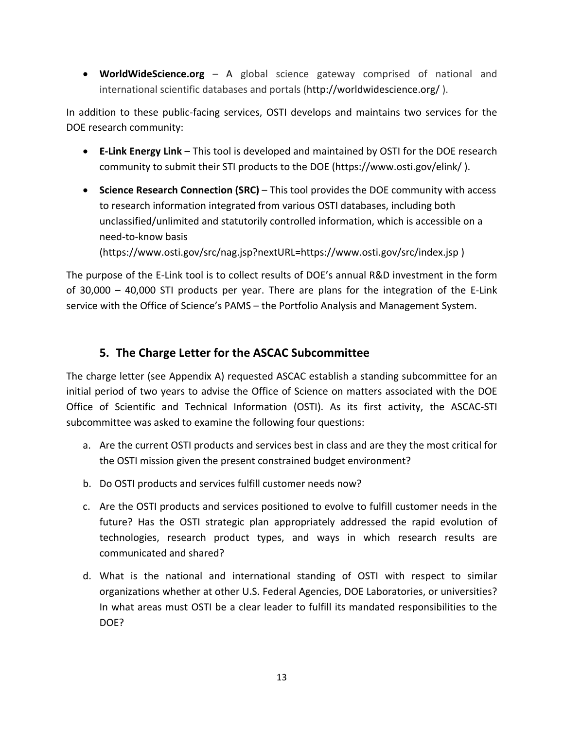- **WorldWideScience.org** – A global science gateway comprised of national and international scientific databases and portals (http://worldwidescience.org/ ).

In addition to these public-facing services, OSTI develops and maintains two services for the DOE research community:

- **E-Link Energy Link** – This tool is developed and maintained by OSTI for the DOE research community to submit their STI products to the DOE (https://www.osti.gov/elink/ ).
- **Science Research Connection (SRC)** – This tool provides the DOE community with access to research information integrated from various OSTI databases, including both unclassified/unlimited and statutorily controlled information, which is accessible on a need-to-know basis (https://www.osti.gov/src/nag.jsp?nextURL=https://www.osti.gov/src/index.jsp )

The purpose of the E-Link tool is to collect results of DOE's annual R&D investment in the form of 30,000 – 40,000 STI products per year. There are plans for the integration of the E-Link service with the Office of Science's PAMS – the Portfolio Analysis and Management System.

## 5. The Charge Letter for the ASCAC Subcommittee

The charge letter (see Appendix A) requested ASCAC establish a standing subcommittee for an initial period of two years to advise the Office of Science on matters associated with the DOE Office of Scientific and Technical Information (OSTI). As its first activity, the ASCAC-STI subcommittee was asked to examine the following four questions:

a. Are the current OSTI products and services best in class and are they the most critical for the OSTI mission given the present constrained budget environment?

b. Do OSTI products and services fulfill customer needs now?

c. Are the OSTI products and services positioned to evolve to fulfill customer needs in the future? Has the OSTI strategic plan appropriately addressed the rapid evolution of technologies, research product types, and ways in which research results are communicated and shared?

d. What is the national and international standing of OSTI with respect to similar organizations whether at other U.S. Federal Agencies, DOE Laboratories, or universities? In what areas must OSTI be a clear leader to fulfill its mandated responsibilities to the DOE?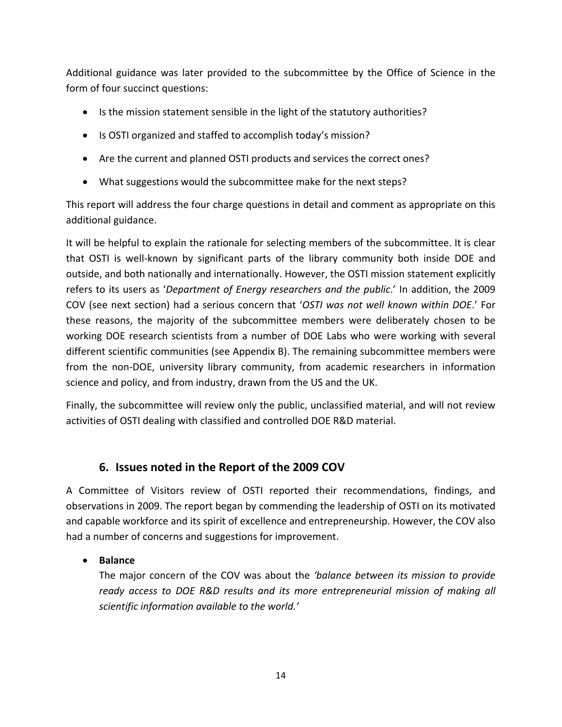Additional guidance was later provided to the subcommittee by the Office of Science in the form of four succinct questions:

- Is the mission statement sensible in the light of the statutory authorities?
- Is OSTI organized and staffed to accomplish today's mission?
- Are the current and planned OSTI products and services the correct ones?
- What suggestions would the subcommittee make for the next steps?

This report will address the four charge questions in detail and comment as appropriate on this additional guidance.

It will be helpful to explain the rationale for selecting members of the subcommittee. It is clear that OSTI is well-known by significant parts of the library community both inside DOE and outside, and both nationally and internationally. However, the OSTI mission statement explicitly refers to its users as '*Department of Energy researchers and the public*.' In addition, the 2009 COV (see next section) had a serious concern that '*OSTI was not well known within DOE*.' For these reasons, the majority of the subcommittee members were deliberately chosen to be working DOE research scientists from a number of DOE Labs who were working with several different scientific communities (see Appendix B). The remaining subcommittee members were from the non-DOE, university library community, from academic researchers in information science and policy, and from industry, drawn from the US and the UK.

Finally, the subcommittee will review only the public, unclassified material, and will not review activities of OSTI dealing with classified and controlled DOE R&D material.

## 6. Issues noted in the Report of the 2009 COV

A Committee of Visitors review of OSTI reported their recommendations, findings, and observations in 2009. The report began by commending the leadership of OSTI on its motivated and capable workforce and its spirit of excellence and entrepreneurship. However, the COV also had a number of concerns and suggestions for improvement.

- **Balance**

  The major concern of the COV was about the *'balance between its mission to provide ready access to DOE R&D results and its more entrepreneurial mission of making all scientific information available to the world.'*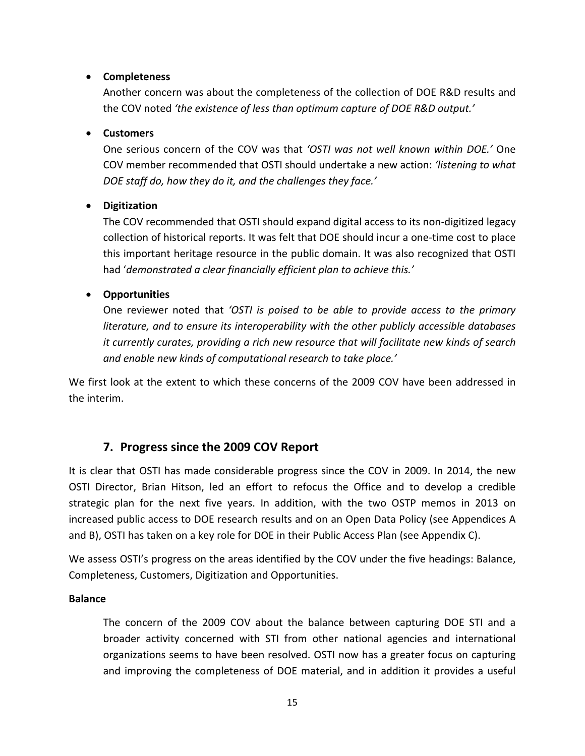- **Completeness**

  Another concern was about the completeness of the collection of DOE R&D results and the COV noted *'the existence of less than optimum capture of DOE R&D output.'*

- **Customers**

  One serious concern of the COV was that *'OSTI was not well known within DOE.'* One COV member recommended that OSTI should undertake a new action: *'listening to what DOE staff do, how they do it, and the challenges they face.'*

- **Digitization**

  The COV recommended that OSTI should expand digital access to its non-digitized legacy collection of historical reports. It was felt that DOE should incur a one-time cost to place this important heritage resource in the public domain. It was also recognized that OSTI had '*demonstrated a clear financially efficient plan to achieve this.'*

- **Opportunities**

  One reviewer noted that *'OSTI is poised to be able to provide access to the primary literature, and to ensure its interoperability with the other publicly accessible databases it currently curates, providing a rich new resource that will facilitate new kinds of search and enable new kinds of computational research to take place.'*

We first look at the extent to which these concerns of the 2009 COV have been addressed in the interim.

## 7. Progress since the 2009 COV Report

It is clear that OSTI has made considerable progress since the COV in 2009. In 2014, the new OSTI Director, Brian Hitson, led an effort to refocus the Office and to develop a credible strategic plan for the next five years. In addition, with the two OSTP memos in 2013 on increased public access to DOE research results and on an Open Data Policy (see Appendices A and B), OSTI has taken on a key role for DOE in their Public Access Plan (see Appendix C).

We assess OSTI's progress on the areas identified by the COV under the five headings: Balance, Completeness, Customers, Digitization and Opportunities.

**Balance**

The concern of the 2009 COV about the balance between capturing DOE STI and a broader activity concerned with STI from other national agencies and international organizations seems to have been resolved. OSTI now has a greater focus on capturing and improving the completeness of DOE material, and in addition it provides a useful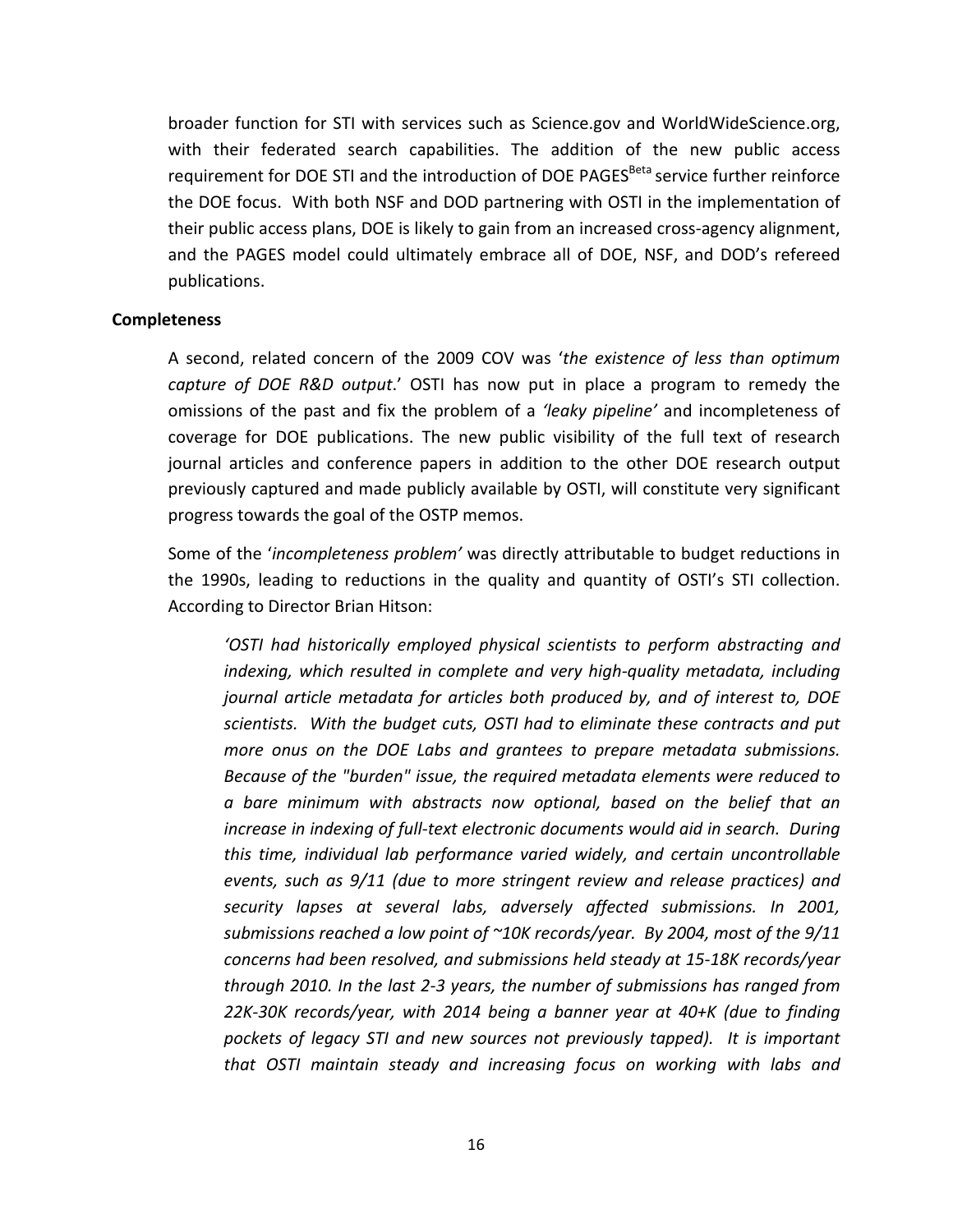broader function for STI with services such as Science.gov and WorldWideScience.org, with their federated search capabilities. The addition of the new public access requirement for DOE STI and the introduction of DOE PAGES[Beta] service further reinforce the DOE focus. With both NSF and DOD partnering with OSTI in the implementation of their public access plans, DOE is likely to gain from an increased cross-agency alignment, and the PAGES model could ultimately embrace all of DOE, NSF, and DOD's refereed publications.

**Completeness**

A second, related concern of the 2009 COV was '*the existence of less than optimum capture of DOE R&D output*.' OSTI has now put in place a program to remedy the omissions of the past and fix the problem of a *'leaky pipeline'* and incompleteness of coverage for DOE publications. The new public visibility of the full text of research journal articles and conference papers in addition to the other DOE research output previously captured and made publicly available by OSTI, will constitute very significant progress towards the goal of the OSTP memos.

Some of the '*incompleteness problem'* was directly attributable to budget reductions in the 1990s, leading to reductions in the quality and quantity of OSTI's STI collection. According to Director Brian Hitson:

> *'OSTI had historically employed physical scientists to perform abstracting and indexing, which resulted in complete and very high-quality metadata, including journal article metadata for articles both produced by, and of interest to, DOE scientists. With the budget cuts, OSTI had to eliminate these contracts and put more onus on the DOE Labs and grantees to prepare metadata submissions. Because of the "burden" issue, the required metadata elements were reduced to a bare minimum with abstracts now optional, based on the belief that an increase in indexing of full-text electronic documents would aid in search. During this time, individual lab performance varied widely, and certain uncontrollable events, such as 9/11 (due to more stringent review and release practices) and security lapses at several labs, adversely affected submissions. In 2001, submissions reached a low point of ~10K records/year. By 2004, most of the 9/11 concerns had been resolved, and submissions held steady at 15-18K records/year through 2010. In the last 2-3 years, the number of submissions has ranged from 22K-30K records/year, with 2014 being a banner year at 40+K (due to finding pockets of legacy STI and new sources not previously tapped). It is important that OSTI maintain steady and increasing focus on working with labs and*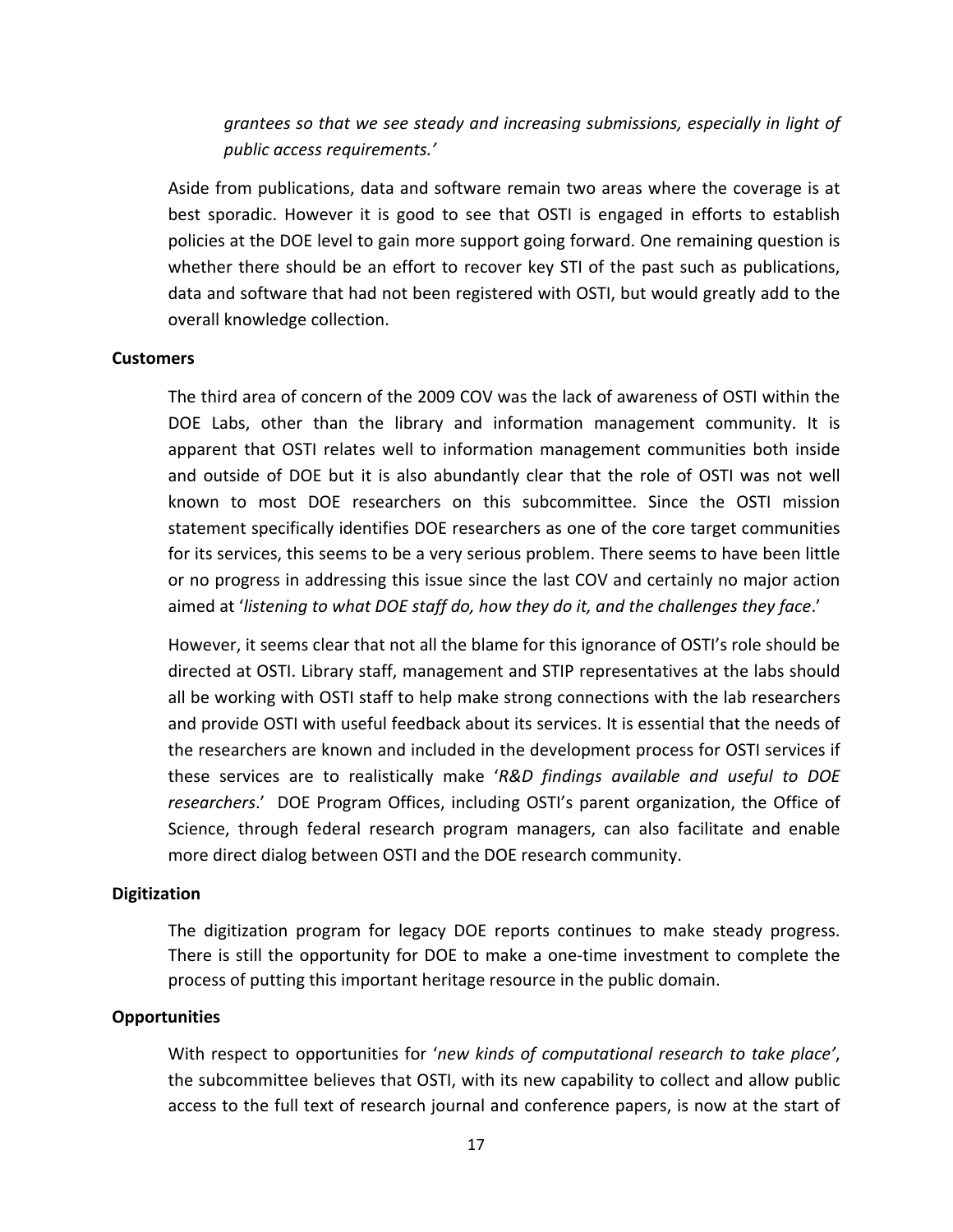*grantees so that we see steady and increasing submissions, especially in light of public access requirements.'*

Aside from publications, data and software remain two areas where the coverage is at best sporadic. However it is good to see that OSTI is engaged in efforts to establish policies at the DOE level to gain more support going forward. One remaining question is whether there should be an effort to recover key STI of the past such as publications, data and software that had not been registered with OSTI, but would greatly add to the overall knowledge collection.

**Customers**

The third area of concern of the 2009 COV was the lack of awareness of OSTI within the DOE Labs, other than the library and information management community. It is apparent that OSTI relates well to information management communities both inside and outside of DOE but it is also abundantly clear that the role of OSTI was not well known to most DOE researchers on this subcommittee. Since the OSTI mission statement specifically identifies DOE researchers as one of the core target communities for its services, this seems to be a very serious problem. There seems to have been little or no progress in addressing this issue since the last COV and certainly no major action aimed at '*listening to what DOE staff do, how they do it, and the challenges they face*.'

However, it seems clear that not all the blame for this ignorance of OSTI's role should be directed at OSTI. Library staff, management and STIP representatives at the labs should all be working with OSTI staff to help make strong connections with the lab researchers and provide OSTI with useful feedback about its services. It is essential that the needs of the researchers are known and included in the development process for OSTI services if these services are to realistically make '*R&D findings available and useful to DOE researchers*.' DOE Program Offices, including OSTI's parent organization, the Office of Science, through federal research program managers, can also facilitate and enable more direct dialog between OSTI and the DOE research community.

**Digitization**

The digitization program for legacy DOE reports continues to make steady progress. There is still the opportunity for DOE to make a one-time investment to complete the process of putting this important heritage resource in the public domain.

**Opportunities**

With respect to opportunities for '*new kinds of computational research to take place'*, the subcommittee believes that OSTI, with its new capability to collect and allow public access to the full text of research journal and conference papers, is now at the start of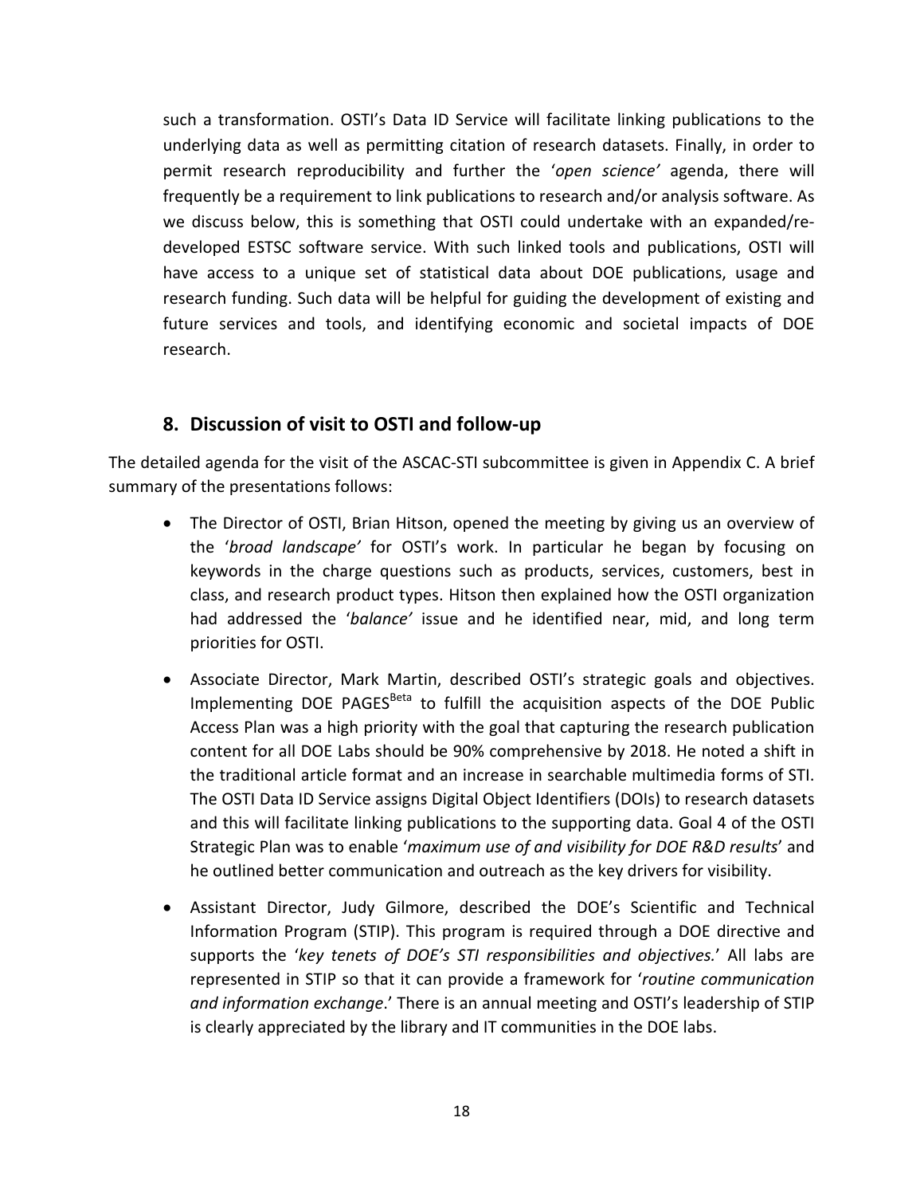such a transformation. OSTI's Data ID Service will facilitate linking publications to the underlying data as well as permitting citation of research datasets. Finally, in order to permit research reproducibility and further the '*open science'* agenda, there will frequently be a requirement to link publications to research and/or analysis software. As we discuss below, this is something that OSTI could undertake with an expanded/re-developed ESTSC software service. With such linked tools and publications, OSTI will have access to a unique set of statistical data about DOE publications, usage and research funding. Such data will be helpful for guiding the development of existing and future services and tools, and identifying economic and societal impacts of DOE research.

## 8. Discussion of visit to OSTI and follow-up

The detailed agenda for the visit of the ASCAC-STI subcommittee is given in Appendix C. A brief summary of the presentations follows:

- The Director of OSTI, Brian Hitson, opened the meeting by giving us an overview of the '*broad landscape'* for OSTI's work. In particular he began by focusing on keywords in the charge questions such as products, services, customers, best in class, and research product types. Hitson then explained how the OSTI organization had addressed the '*balance'* issue and he identified near, mid, and long term priorities for OSTI.
- Associate Director, Mark Martin, described OSTI's strategic goals and objectives. Implementing DOE PAGES[Beta] to fulfill the acquisition aspects of the DOE Public Access Plan was a high priority with the goal that capturing the research publication content for all DOE Labs should be 90% comprehensive by 2018. He noted a shift in the traditional article format and an increase in searchable multimedia forms of STI. The OSTI Data ID Service assigns Digital Object Identifiers (DOIs) to research datasets and this will facilitate linking publications to the supporting data. Goal 4 of the OSTI Strategic Plan was to enable '*maximum use of and visibility for DOE R&D results*' and he outlined better communication and outreach as the key drivers for visibility.
- Assistant Director, Judy Gilmore, described the DOE's Scientific and Technical Information Program (STIP). This program is required through a DOE directive and supports the '*key tenets of DOE's STI responsibilities and objectives.*' All labs are represented in STIP so that it can provide a framework for '*routine communication and information exchange*.' There is an annual meeting and OSTI's leadership of STIP is clearly appreciated by the library and IT communities in the DOE labs.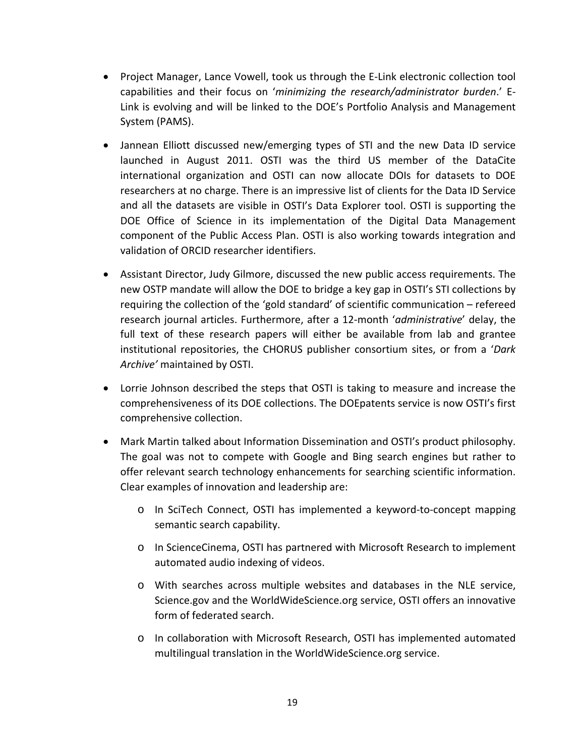- Project Manager, Lance Vowell, took us through the E-Link electronic collection tool capabilities and their focus on '*minimizing the research/administrator burden*.' E-Link is evolving and will be linked to the DOE's Portfolio Analysis and Management System (PAMS).
- Jannean Elliott discussed new/emerging types of STI and the new Data ID service launched in August 2011. OSTI was the third US member of the DataCite international organization and OSTI can now allocate DOIs for datasets to DOE researchers at no charge. There is an impressive list of clients for the Data ID Service and all the datasets are visible in OSTI's Data Explorer tool. OSTI is supporting the DOE Office of Science in its implementation of the Digital Data Management component of the Public Access Plan. OSTI is also working towards integration and validation of ORCID researcher identifiers.
- Assistant Director, Judy Gilmore, discussed the new public access requirements. The new OSTP mandate will allow the DOE to bridge a key gap in OSTI's STI collections by requiring the collection of the 'gold standard' of scientific communication – refereed research journal articles. Furthermore, after a 12-month '*administrative*' delay, the full text of these research papers will either be available from lab and grantee institutional repositories, the CHORUS publisher consortium sites, or from a '*Dark Archive'* maintained by OSTI.
- Lorrie Johnson described the steps that OSTI is taking to measure and increase the comprehensiveness of its DOE collections. The DOEpatents service is now OSTI's first comprehensive collection.
- Mark Martin talked about Information Dissemination and OSTI's product philosophy. The goal was not to compete with Google and Bing search engines but rather to offer relevant search technology enhancements for searching scientific information. Clear examples of innovation and leadership are:
  - In SciTech Connect, OSTI has implemented a keyword-to-concept mapping semantic search capability.
  - In ScienceCinema, OSTI has partnered with Microsoft Research to implement automated audio indexing of videos.
  - With searches across multiple websites and databases in the NLE service, Science.gov and the WorldWideScience.org service, OSTI offers an innovative form of federated search.
  - In collaboration with Microsoft Research, OSTI has implemented automated multilingual translation in the WorldWideScience.org service.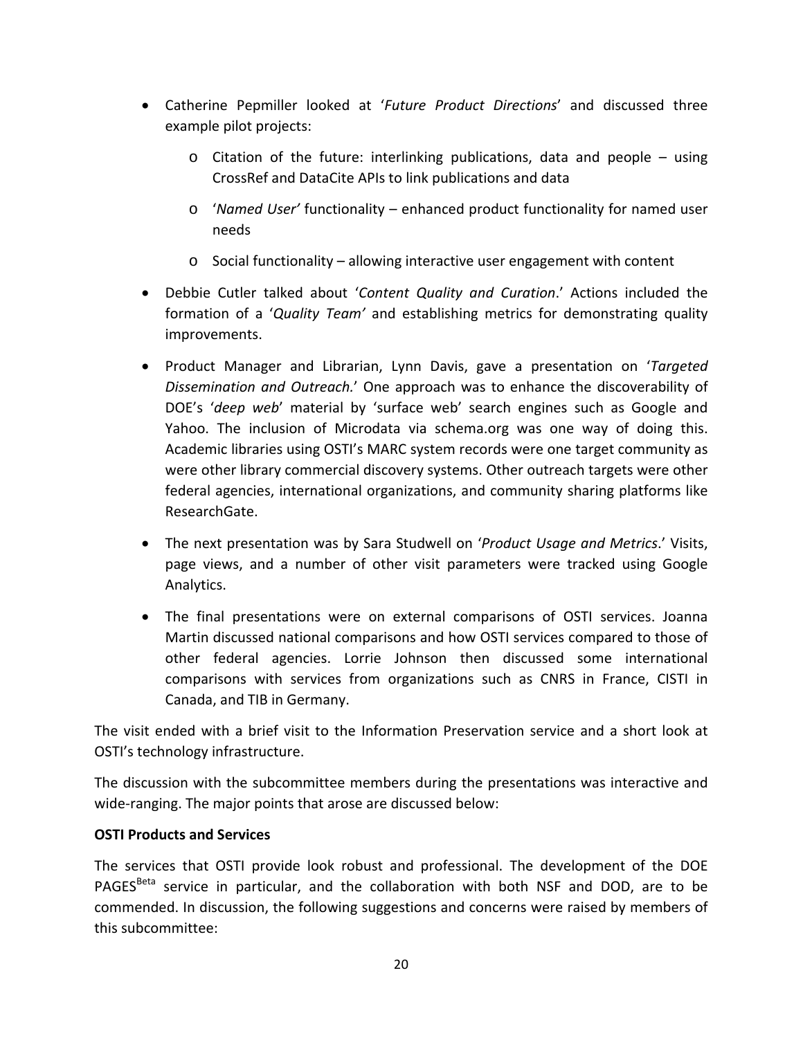- Catherine Pepmiller looked at '*Future Product Directions*' and discussed three example pilot projects:
  - Citation of the future: interlinking publications, data and people – using CrossRef and DataCite APIs to link publications and data
  - '*Named User'* functionality – enhanced product functionality for named user needs
  - Social functionality – allowing interactive user engagement with content
- Debbie Cutler talked about '*Content Quality and Curation*.' Actions included the formation of a '*Quality Team'* and establishing metrics for demonstrating quality improvements.
- Product Manager and Librarian, Lynn Davis, gave a presentation on '*Targeted Dissemination and Outreach.*' One approach was to enhance the discoverability of DOE's '*deep web*' material by 'surface web' search engines such as Google and Yahoo. The inclusion of Microdata via schema.org was one way of doing this. Academic libraries using OSTI's MARC system records were one target community as were other library commercial discovery systems. Other outreach targets were other federal agencies, international organizations, and community sharing platforms like ResearchGate.
- The next presentation was by Sara Studwell on '*Product Usage and Metrics*.' Visits, page views, and a number of other visit parameters were tracked using Google Analytics.
- The final presentations were on external comparisons of OSTI services. Joanna Martin discussed national comparisons and how OSTI services compared to those of other federal agencies. Lorrie Johnson then discussed some international comparisons with services from organizations such as CNRS in France, CISTI in Canada, and TIB in Germany.

The visit ended with a brief visit to the Information Preservation service and a short look at OSTI's technology infrastructure.

The discussion with the subcommittee members during the presentations was interactive and wide-ranging. The major points that arose are discussed below:

**OSTI Products and Services**

The services that OSTI provide look robust and professional. The development of the DOE PAGES[Beta] service in particular, and the collaboration with both NSF and DOD, are to be commended. In discussion, the following suggestions and concerns were raised by members of this subcommittee: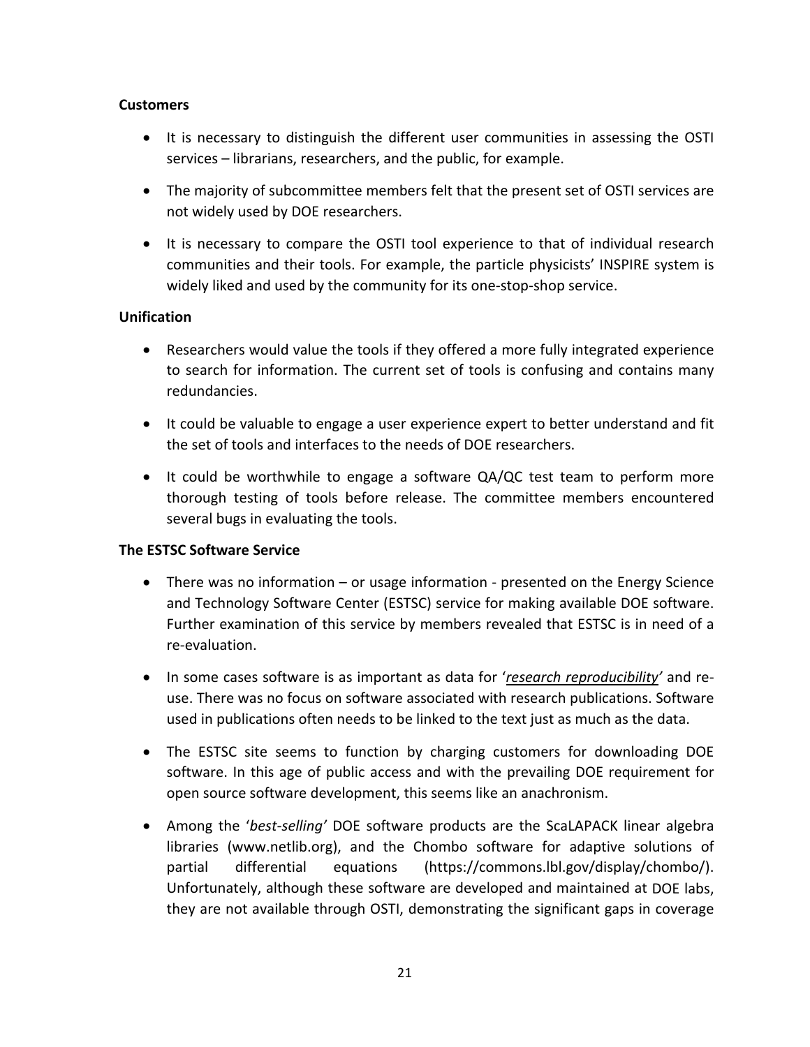**Customers**

- It is necessary to distinguish the different user communities in assessing the OSTI services – librarians, researchers, and the public, for example.
- The majority of subcommittee members felt that the present set of OSTI services are not widely used by DOE researchers.
- It is necessary to compare the OSTI tool experience to that of individual research communities and their tools. For example, the particle physicists' INSPIRE system is widely liked and used by the community for its one-stop-shop service.

**Unification**

- Researchers would value the tools if they offered a more fully integrated experience to search for information. The current set of tools is confusing and contains many redundancies.
- It could be valuable to engage a user experience expert to better understand and fit the set of tools and interfaces to the needs of DOE researchers.
- It could be worthwhile to engage a software QA/QC test team to perform more thorough testing of tools before release. The committee members encountered several bugs in evaluating the tools.

**The ESTSC Software Service**

- There was no information – or usage information - presented on the Energy Science and Technology Software Center (ESTSC) service for making available DOE software. Further examination of this service by members revealed that ESTSC is in need of a re-evaluation.
- In some cases software is as important as data for '*research reproducibility*' and re-use. There was no focus on software associated with research publications. Software used in publications often needs to be linked to the text just as much as the data.
- The ESTSC site seems to function by charging customers for downloading DOE software. In this age of public access and with the prevailing DOE requirement for open source software development, this seems like an anachronism.
- Among the '*best-selling*' DOE software products are the ScaLAPACK linear algebra libraries (www.netlib.org), and the Chombo software for adaptive solutions of partial differential equations (https://commons.lbl.gov/display/chombo/). Unfortunately, although these software are developed and maintained at DOE labs, they are not available through OSTI, demonstrating the significant gaps in coverage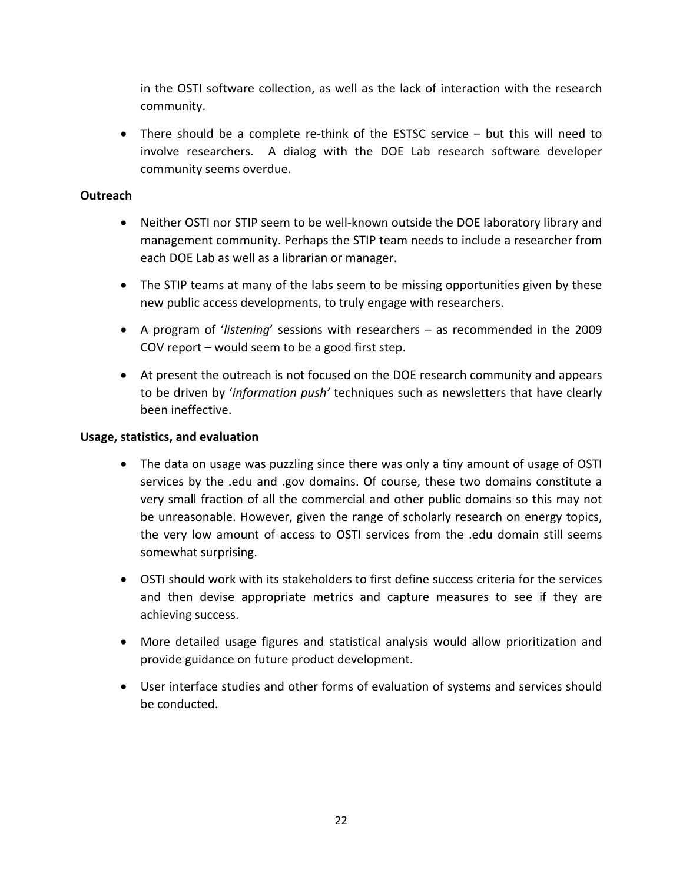in the OSTI software collection, as well as the lack of interaction with the research community.

- There should be a complete re-think of the ESTSC service – but this will need to involve researchers. A dialog with the DOE Lab research software developer community seems overdue.

**Outreach**

- Neither OSTI nor STIP seem to be well-known outside the DOE laboratory library and management community. Perhaps the STIP team needs to include a researcher from each DOE Lab as well as a librarian or manager.
- The STIP teams at many of the labs seem to be missing opportunities given by these new public access developments, to truly engage with researchers.
- A program of '*listening*' sessions with researchers – as recommended in the 2009 COV report – would seem to be a good first step.
- At present the outreach is not focused on the DOE research community and appears to be driven by '*information push'* techniques such as newsletters that have clearly been ineffective.

**Usage, statistics, and evaluation**

- The data on usage was puzzling since there was only a tiny amount of usage of OSTI services by the .edu and .gov domains. Of course, these two domains constitute a very small fraction of all the commercial and other public domains so this may not be unreasonable. However, given the range of scholarly research on energy topics, the very low amount of access to OSTI services from the .edu domain still seems somewhat surprising.
- OSTI should work with its stakeholders to first define success criteria for the services and then devise appropriate metrics and capture measures to see if they are achieving success.
- More detailed usage figures and statistical analysis would allow prioritization and provide guidance on future product development.
- User interface studies and other forms of evaluation of systems and services should be conducted.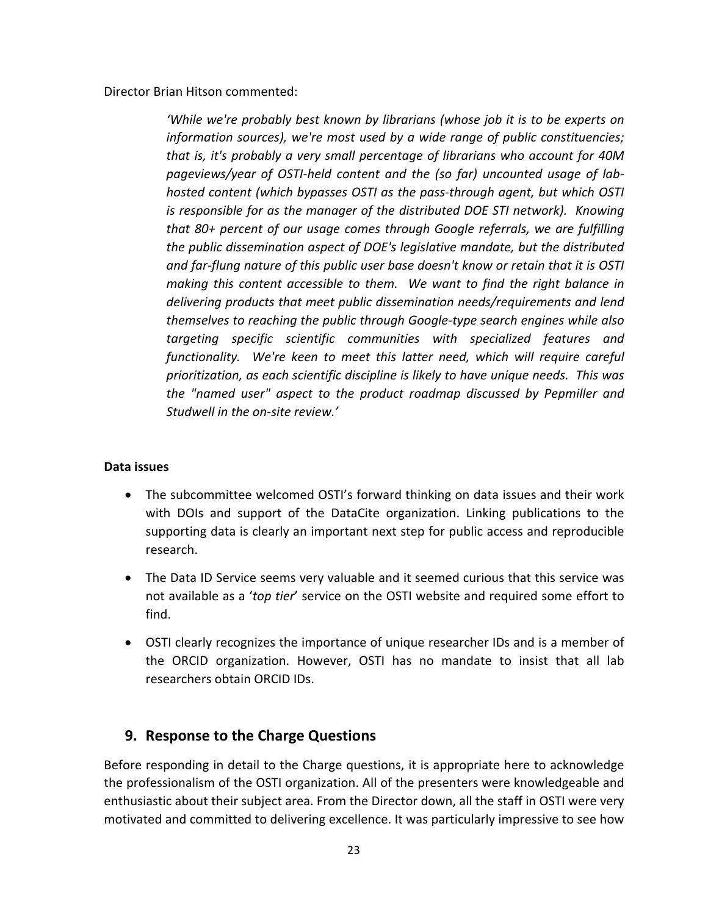Director Brian Hitson commented:

> *'While we're probably best known by librarians (whose job it is to be experts on information sources), we're most used by a wide range of public constituencies; that is, it's probably a very small percentage of librarians who account for 40M pageviews/year of OSTI-held content and the (so far) uncounted usage of lab-hosted content (which bypasses OSTI as the pass-through agent, but which OSTI is responsible for as the manager of the distributed DOE STI network). Knowing that 80+ percent of our usage comes through Google referrals, we are fulfilling the public dissemination aspect of DOE's legislative mandate, but the distributed and far-flung nature of this public user base doesn't know or retain that it is OSTI making this content accessible to them. We want to find the right balance in delivering products that meet public dissemination needs/requirements and lend themselves to reaching the public through Google-type search engines while also targeting specific scientific communities with specialized features and functionality. We're keen to meet this latter need, which will require careful prioritization, as each scientific discipline is likely to have unique needs. This was the "named user" aspect to the product roadmap discussed by Pepmiller and Studwell in the on-site review.'*

**Data issues**

- The subcommittee welcomed OSTI's forward thinking on data issues and their work with DOIs and support of the DataCite organization. Linking publications to the supporting data is clearly an important next step for public access and reproducible research.
- The Data ID Service seems very valuable and it seemed curious that this service was not available as a '*top tier*' service on the OSTI website and required some effort to find.
- OSTI clearly recognizes the importance of unique researcher IDs and is a member of the ORCID organization. However, OSTI has no mandate to insist that all lab researchers obtain ORCID IDs.

## 9. Response to the Charge Questions

Before responding in detail to the Charge questions, it is appropriate here to acknowledge the professionalism of the OSTI organization. All of the presenters were knowledgeable and enthusiastic about their subject area. From the Director down, all the staff in OSTI were very motivated and committed to delivering excellence. It was particularly impressive to see how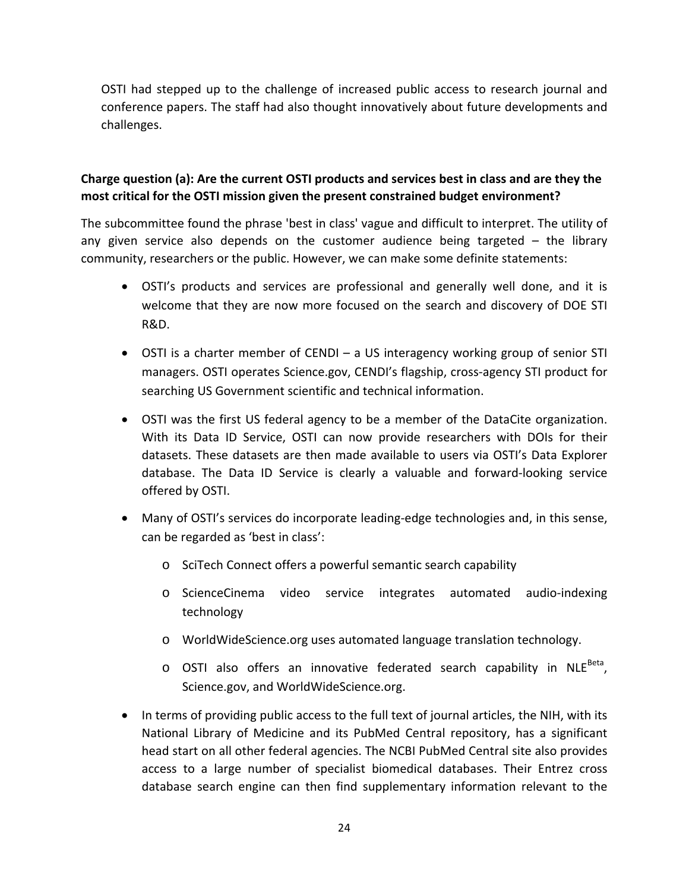OSTI had stepped up to the challenge of increased public access to research journal and conference papers. The staff had also thought innovatively about future developments and challenges.

**Charge question (a): Are the current OSTI products and services best in class and are they the most critical for the OSTI mission given the present constrained budget environment?**

The subcommittee found the phrase 'best in class' vague and difficult to interpret. The utility of any given service also depends on the customer audience being targeted – the library community, researchers or the public. However, we can make some definite statements:

- OSTI's products and services are professional and generally well done, and it is welcome that they are now more focused on the search and discovery of DOE STI R&D.
- OSTI is a charter member of CENDI – a US interagency working group of senior STI managers. OSTI operates Science.gov, CENDI's flagship, cross-agency STI product for searching US Government scientific and technical information.
- OSTI was the first US federal agency to be a member of the DataCite organization. With its Data ID Service, OSTI can now provide researchers with DOIs for their datasets. These datasets are then made available to users via OSTI's Data Explorer database. The Data ID Service is clearly a valuable and forward-looking service offered by OSTI.
- Many of OSTI's services do incorporate leading-edge technologies and, in this sense, can be regarded as 'best in class':
  - SciTech Connect offers a powerful semantic search capability
  - ScienceCinema video service integrates automated audio-indexing technology
  - WorldWideScience.org uses automated language translation technology.
  - OSTI also offers an innovative federated search capability in NLE$^{Beta}$, Science.gov, and WorldWideScience.org.
- In terms of providing public access to the full text of journal articles, the NIH, with its National Library of Medicine and its PubMed Central repository, has a significant head start on all other federal agencies. The NCBI PubMed Central site also provides access to a large number of specialist biomedical databases. Their Entrez cross database search engine can then find supplementary information relevant to the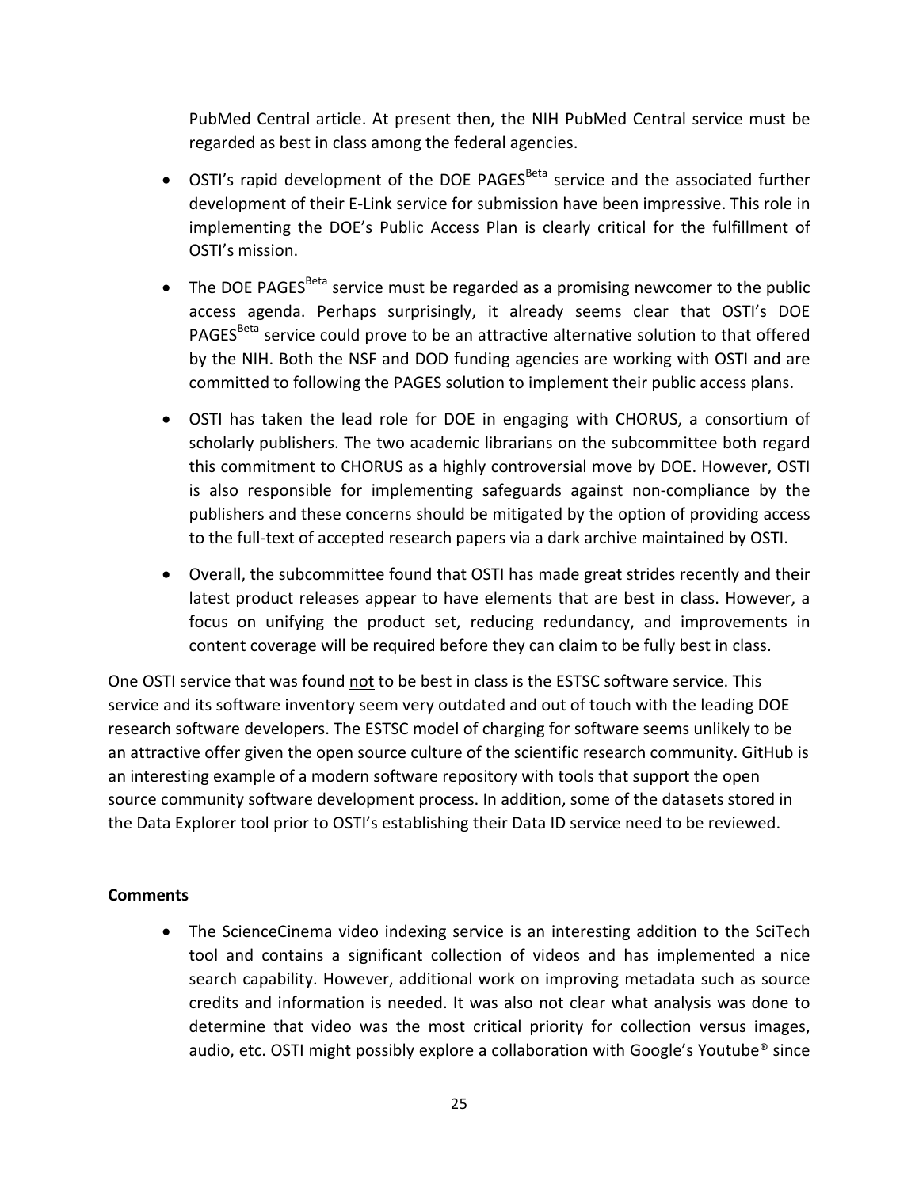PubMed Central article. At present then, the NIH PubMed Central service must be regarded as best in class among the federal agencies.

- OSTI's rapid development of the DOE PAGES$^{Beta}$ service and the associated further development of their E-Link service for submission have been impressive. This role in implementing the DOE's Public Access Plan is clearly critical for the fulfillment of OSTI's mission.

- The DOE PAGES$^{Beta}$ service must be regarded as a promising newcomer to the public access agenda. Perhaps surprisingly, it already seems clear that OSTI's DOE PAGES$^{Beta}$ service could prove to be an attractive alternative solution to that offered by the NIH. Both the NSF and DOD funding agencies are working with OSTI and are committed to following the PAGES solution to implement their public access plans.

- OSTI has taken the lead role for DOE in engaging with CHORUS, a consortium of scholarly publishers. The two academic librarians on the subcommittee both regard this commitment to CHORUS as a highly controversial move by DOE. However, OSTI is also responsible for implementing safeguards against non-compliance by the publishers and these concerns should be mitigated by the option of providing access to the full-text of accepted research papers via a dark archive maintained by OSTI.

- Overall, the subcommittee found that OSTI has made great strides recently and their latest product releases appear to have elements that are best in class. However, a focus on unifying the product set, reducing redundancy, and improvements in content coverage will be required before they can claim to be fully best in class.

One OSTI service that was found <u>not</u> to be best in class is the ESTSC software service. This service and its software inventory seem very outdated and out of touch with the leading DOE research software developers. The ESTSC model of charging for software seems unlikely to be an attractive offer given the open source culture of the scientific research community. GitHub is an interesting example of a modern software repository with tools that support the open source community software development process. In addition, some of the datasets stored in the Data Explorer tool prior to OSTI's establishing their Data ID service need to be reviewed.

**Comments**

- The ScienceCinema video indexing service is an interesting addition to the SciTech tool and contains a significant collection of videos and has implemented a nice search capability. However, additional work on improving metadata such as source credits and information is needed. It was also not clear what analysis was done to determine that video was the most critical priority for collection versus images, audio, etc. OSTI might possibly explore a collaboration with Google's Youtube® since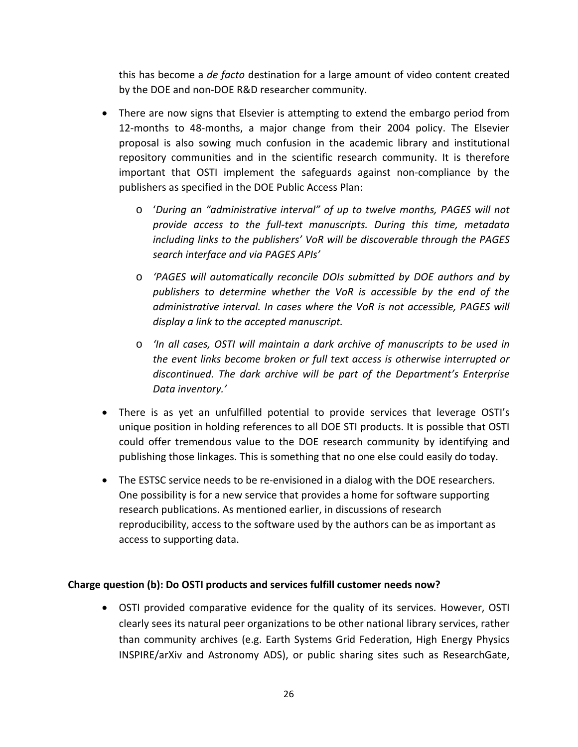this has become a *de facto* destination for a large amount of video content created by the DOE and non-DOE R&D researcher community.

- There are now signs that Elsevier is attempting to extend the embargo period from 12-months to 48-months, a major change from their 2004 policy. The Elsevier proposal is also sowing much confusion in the academic library and institutional repository communities and in the scientific research community. It is therefore important that OSTI implement the safeguards against non-compliance by the publishers as specified in the DOE Public Access Plan:
  - '*During an "administrative interval" of up to twelve months, PAGES will not provide access to the full-text manuscripts. During this time, metadata including links to the publishers' VoR will be discoverable through the PAGES search interface and via PAGES APIs'*
  - *'PAGES will automatically reconcile DOIs submitted by DOE authors and by publishers to determine whether the VoR is accessible by the end of the administrative interval. In cases where the VoR is not accessible, PAGES will display a link to the accepted manuscript.*
  - *'In all cases, OSTI will maintain a dark archive of manuscripts to be used in the event links become broken or full text access is otherwise interrupted or discontinued. The dark archive will be part of the Department's Enterprise Data inventory.'*
- There is as yet an unfulfilled potential to provide services that leverage OSTI's unique position in holding references to all DOE STI products. It is possible that OSTI could offer tremendous value to the DOE research community by identifying and publishing those linkages. This is something that no one else could easily do today.
- The ESTSC service needs to be re-envisioned in a dialog with the DOE researchers. One possibility is for a new service that provides a home for software supporting research publications. As mentioned earlier, in discussions of research reproducibility, access to the software used by the authors can be as important as access to supporting data.

**Charge question (b): Do OSTI products and services fulfill customer needs now?**

- OSTI provided comparative evidence for the quality of its services. However, OSTI clearly sees its natural peer organizations to be other national library services, rather than community archives (e.g. Earth Systems Grid Federation, High Energy Physics INSPIRE/arXiv and Astronomy ADS), or public sharing sites such as ResearchGate,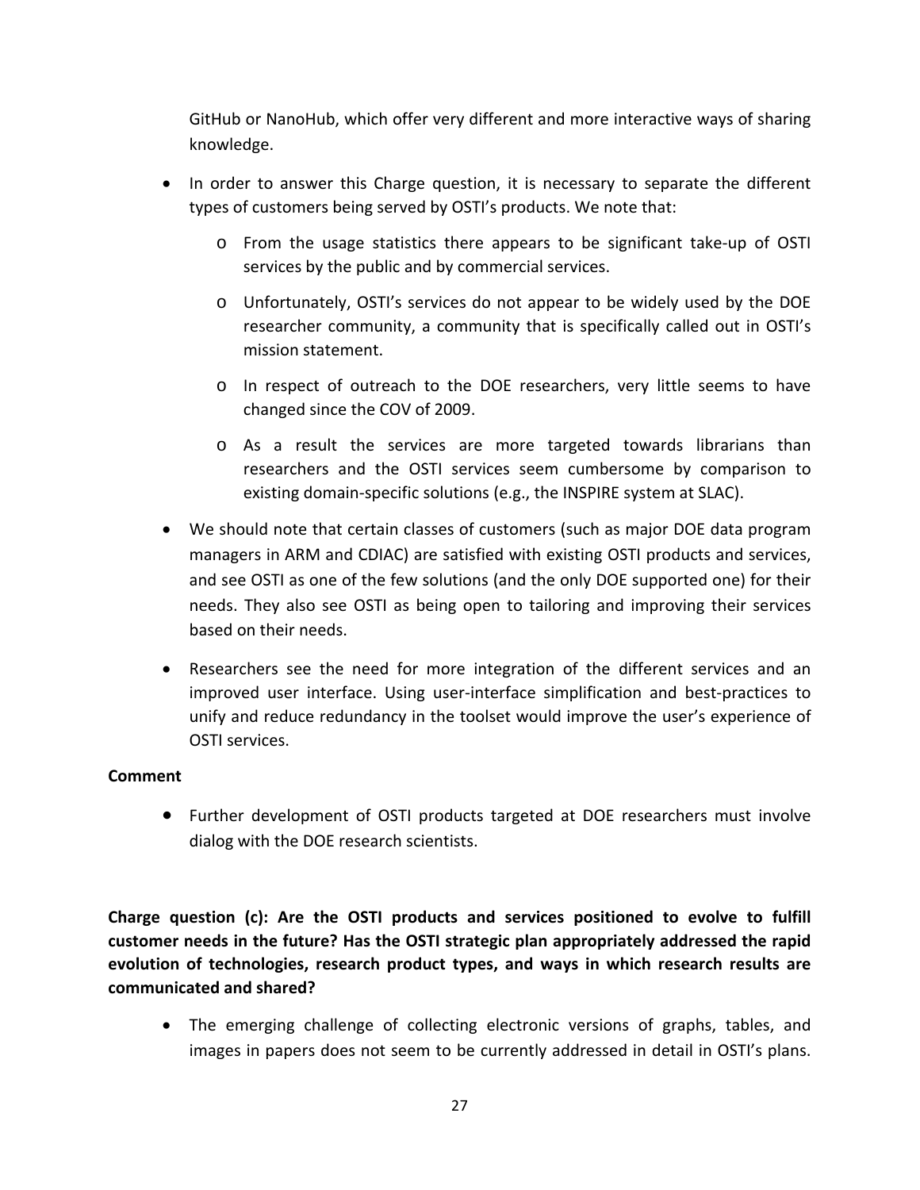GitHub or NanoHub, which offer very different and more interactive ways of sharing knowledge.

- In order to answer this Charge question, it is necessary to separate the different types of customers being served by OSTI's products. We note that:
    - From the usage statistics there appears to be significant take-up of OSTI services by the public and by commercial services.
    - Unfortunately, OSTI's services do not appear to be widely used by the DOE researcher community, a community that is specifically called out in OSTI's mission statement.
    - In respect of outreach to the DOE researchers, very little seems to have changed since the COV of 2009.
    - As a result the services are more targeted towards librarians than researchers and the OSTI services seem cumbersome by comparison to existing domain-specific solutions (e.g., the INSPIRE system at SLAC).
- We should note that certain classes of customers (such as major DOE data program managers in ARM and CDIAC) are satisfied with existing OSTI products and services, and see OSTI as one of the few solutions (and the only DOE supported one) for their needs. They also see OSTI as being open to tailoring and improving their services based on their needs.
- Researchers see the need for more integration of the different services and an improved user interface. Using user-interface simplification and best-practices to unify and reduce redundancy in the toolset would improve the user's experience of OSTI services.

**Comment**

- Further development of OSTI products targeted at DOE researchers must involve dialog with the DOE research scientists.

**Charge question (c): Are the OSTI products and services positioned to evolve to fulfill customer needs in the future? Has the OSTI strategic plan appropriately addressed the rapid evolution of technologies, research product types, and ways in which research results are communicated and shared?**

- The emerging challenge of collecting electronic versions of graphs, tables, and images in papers does not seem to be currently addressed in detail in OSTI's plans.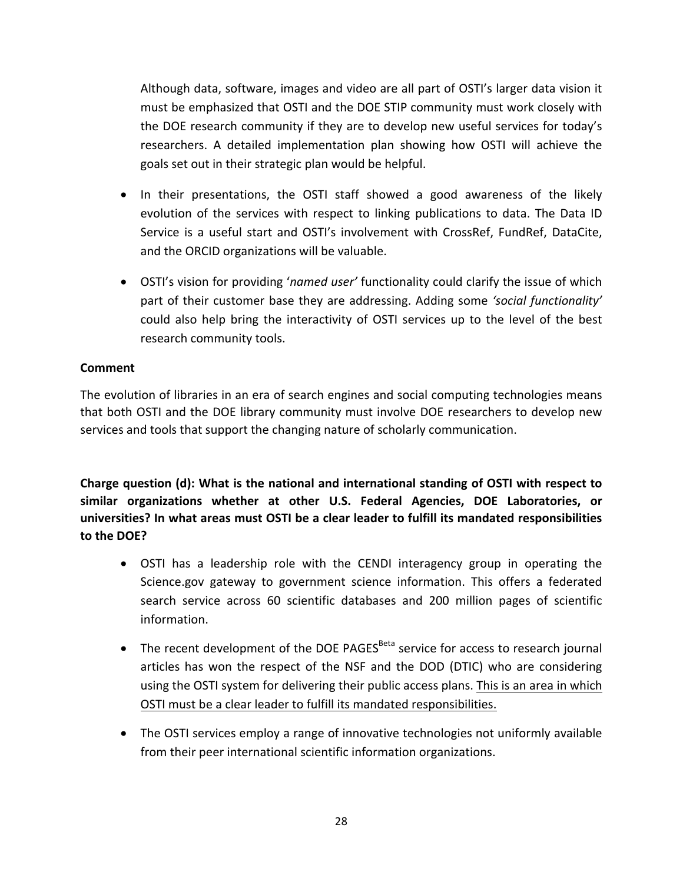Although data, software, images and video are all part of OSTI's larger data vision it must be emphasized that OSTI and the DOE STIP community must work closely with the DOE research community if they are to develop new useful services for today's researchers. A detailed implementation plan showing how OSTI will achieve the goals set out in their strategic plan would be helpful.

- In their presentations, the OSTI staff showed a good awareness of the likely evolution of the services with respect to linking publications to data. The Data ID Service is a useful start and OSTI's involvement with CrossRef, FundRef, DataCite, and the ORCID organizations will be valuable.
- OSTI's vision for providing '*named user*' functionality could clarify the issue of which part of their customer base they are addressing. Adding some *'social functionality'* could also help bring the interactivity of OSTI services up to the level of the best research community tools.

**Comment**

The evolution of libraries in an era of search engines and social computing technologies means that both OSTI and the DOE library community must involve DOE researchers to develop new services and tools that support the changing nature of scholarly communication.

**Charge question (d): What is the national and international standing of OSTI with respect to similar organizations whether at other U.S. Federal Agencies, DOE Laboratories, or universities? In what areas must OSTI be a clear leader to fulfill its mandated responsibilities to the DOE?**

- OSTI has a leadership role with the CENDI interagency group in operating the Science.gov gateway to government science information. This offers a federated search service across 60 scientific databases and 200 million pages of scientific information.
- The recent development of the DOE PAGES[Beta] service for access to research journal articles has won the respect of the NSF and the DOD (DTIC) who are considering using the OSTI system for delivering their public access plans. <u>This is an area in which OSTI must be a clear leader to fulfill its mandated responsibilities.</u>
- The OSTI services employ a range of innovative technologies not uniformly available from their peer international scientific information organizations.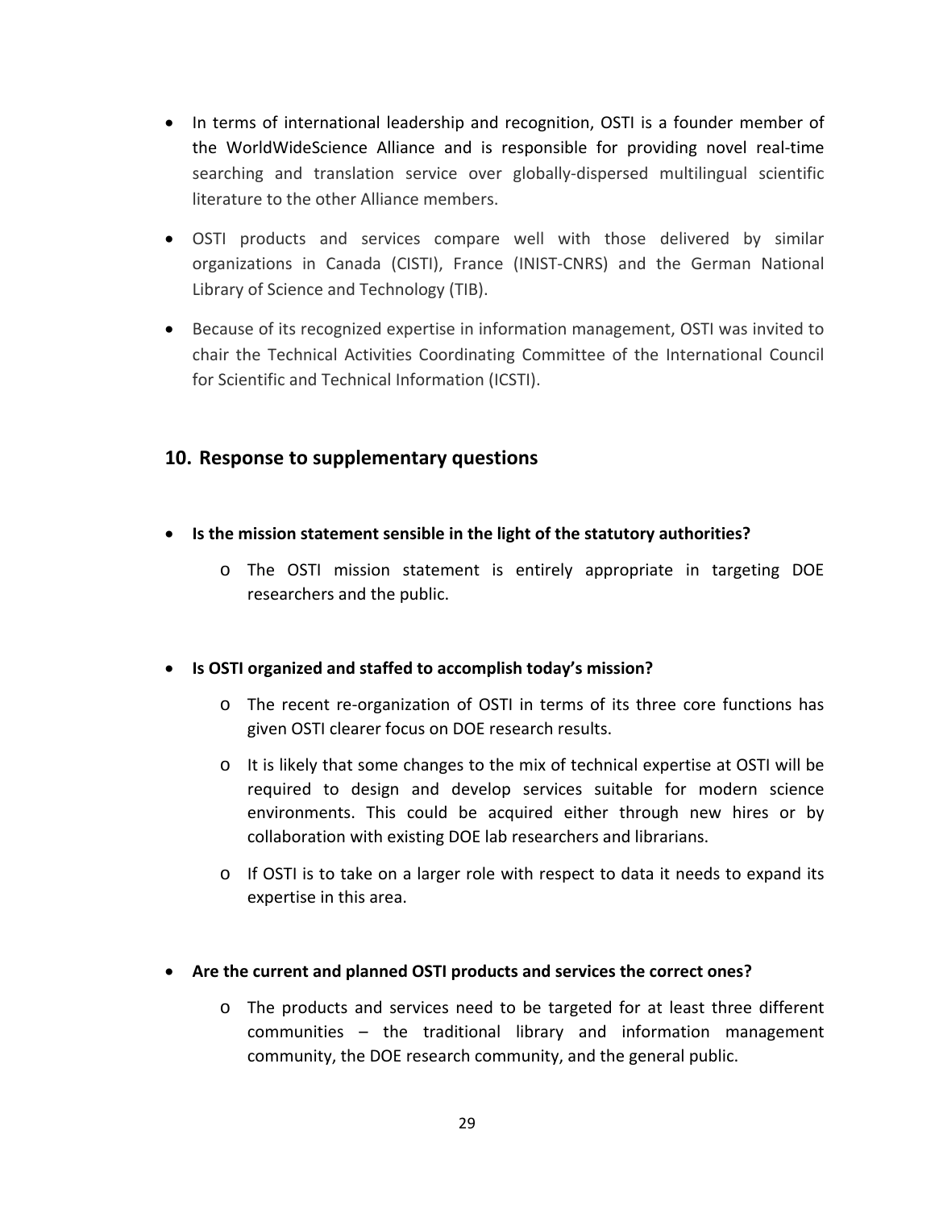- In terms of international leadership and recognition, OSTI is a founder member of the WorldWideScience Alliance and is responsible for providing novel real-time searching and translation service over globally-dispersed multilingual scientific literature to the other Alliance members.
- OSTI products and services compare well with those delivered by similar organizations in Canada (CISTI), France (INIST-CNRS) and the German National Library of Science and Technology (TIB).
- Because of its recognized expertise in information management, OSTI was invited to chair the Technical Activities Coordinating Committee of the International Council for Scientific and Technical Information (ICSTI).

## 10. Response to supplementary questions

- **Is the mission statement sensible in the light of the statutory authorities?**
  - The OSTI mission statement is entirely appropriate in targeting DOE researchers and the public.

- **Is OSTI organized and staffed to accomplish today's mission?**
  - The recent re-organization of OSTI in terms of its three core functions has given OSTI clearer focus on DOE research results.
  - It is likely that some changes to the mix of technical expertise at OSTI will be required to design and develop services suitable for modern science environments. This could be acquired either through new hires or by collaboration with existing DOE lab researchers and librarians.
  - If OSTI is to take on a larger role with respect to data it needs to expand its expertise in this area.

- **Are the current and planned OSTI products and services the correct ones?**
  - The products and services need to be targeted for at least three different communities – the traditional library and information management community, the DOE research community, and the general public.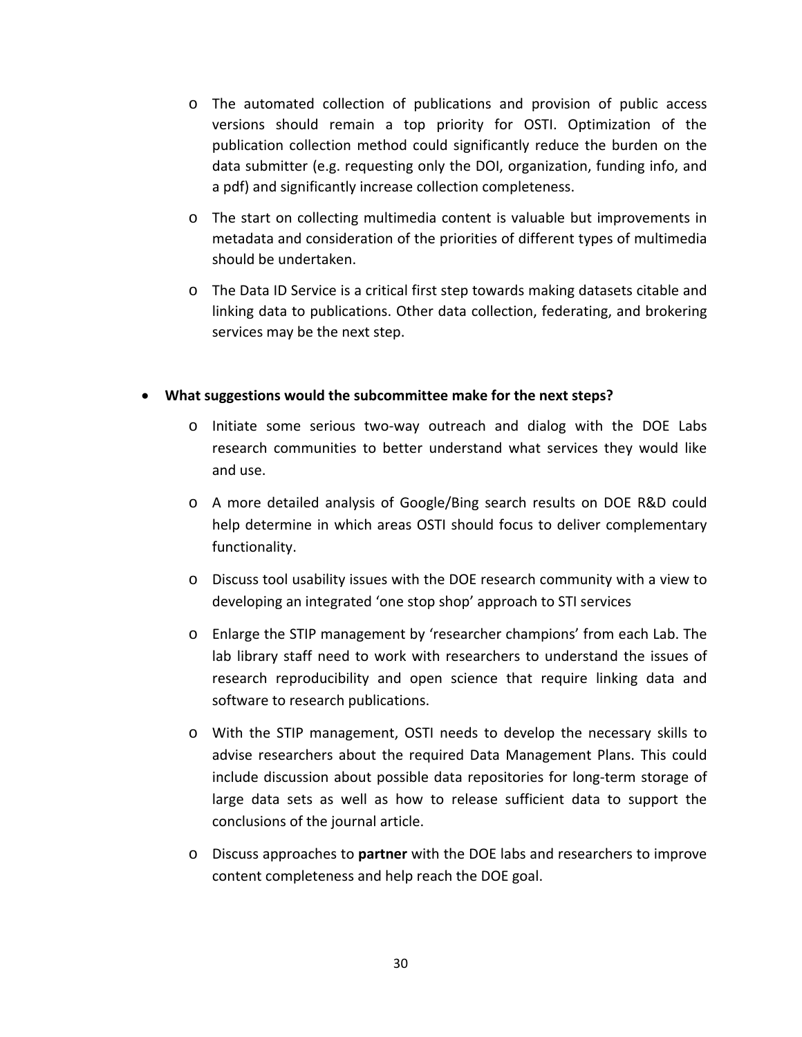- The automated collection of publications and provision of public access versions should remain a top priority for OSTI. Optimization of the publication collection method could significantly reduce the burden on the data submitter (e.g. requesting only the DOI, organization, funding info, and a pdf) and significantly increase collection completeness.
  - The start on collecting multimedia content is valuable but improvements in metadata and consideration of the priorities of different types of multimedia should be undertaken.
  - The Data ID Service is a critical first step towards making datasets citable and linking data to publications. Other data collection, federating, and brokering services may be the next step.

- **What suggestions would the subcommittee make for the next steps?**
  - Initiate some serious two-way outreach and dialog with the DOE Labs research communities to better understand what services they would like and use.
  - A more detailed analysis of Google/Bing search results on DOE R&D could help determine in which areas OSTI should focus to deliver complementary functionality.
  - Discuss tool usability issues with the DOE research community with a view to developing an integrated 'one stop shop' approach to STI services
  - Enlarge the STIP management by 'researcher champions' from each Lab. The lab library staff need to work with researchers to understand the issues of research reproducibility and open science that require linking data and software to research publications.
  - With the STIP management, OSTI needs to develop the necessary skills to advise researchers about the required Data Management Plans. This could include discussion about possible data repositories for long-term storage of large data sets as well as how to release sufficient data to support the conclusions of the journal article.
  - Discuss approaches to **partner** with the DOE labs and researchers to improve content completeness and help reach the DOE goal.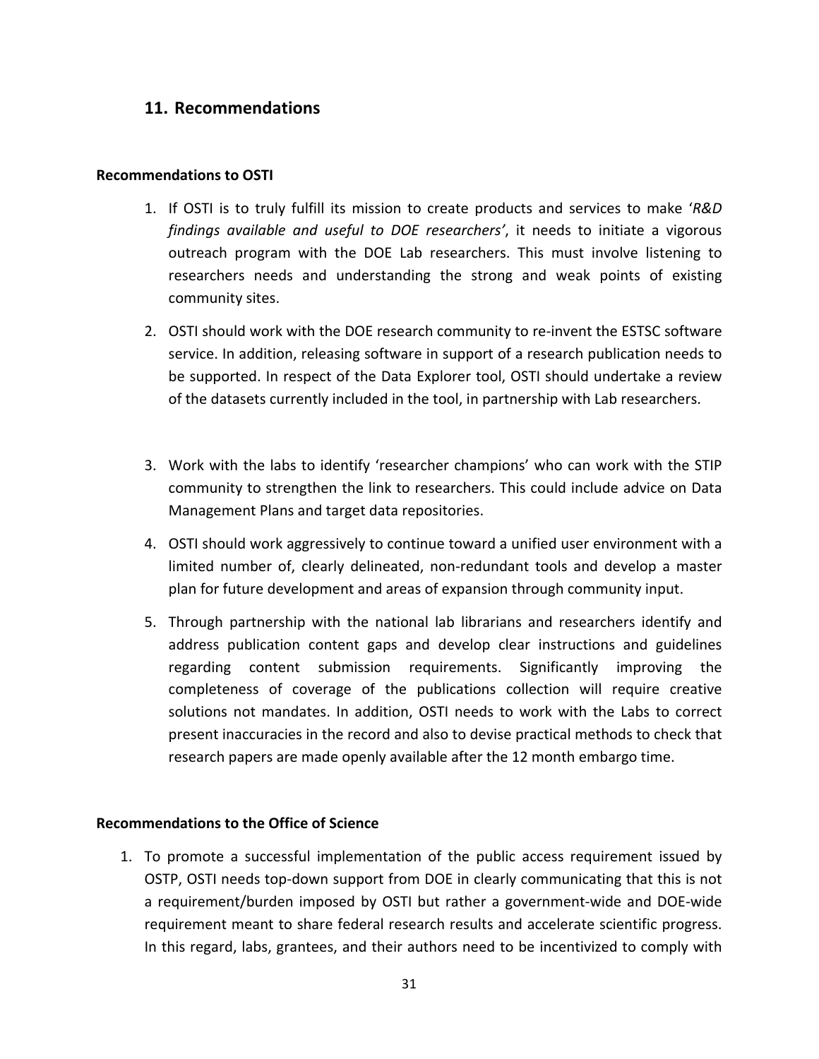## 11. Recommendations

**Recommendations to OSTI**

1. If OSTI is to truly fulfill its mission to create products and services to make '*R&D findings available and useful to DOE researchers'*, it needs to initiate a vigorous outreach program with the DOE Lab researchers. This must involve listening to researchers needs and understanding the strong and weak points of existing community sites.
2. OSTI should work with the DOE research community to re-invent the ESTSC software service. In addition, releasing software in support of a research publication needs to be supported. In respect of the Data Explorer tool, OSTI should undertake a review of the datasets currently included in the tool, in partnership with Lab researchers.
3. Work with the labs to identify 'researcher champions' who can work with the STIP community to strengthen the link to researchers. This could include advice on Data Management Plans and target data repositories.
4. OSTI should work aggressively to continue toward a unified user environment with a limited number of, clearly delineated, non-redundant tools and develop a master plan for future development and areas of expansion through community input.
5. Through partnership with the national lab librarians and researchers identify and address publication content gaps and develop clear instructions and guidelines regarding content submission requirements. Significantly improving the completeness of coverage of the publications collection will require creative solutions not mandates. In addition, OSTI needs to work with the Labs to correct present inaccuracies in the record and also to devise practical methods to check that research papers are made openly available after the 12 month embargo time.

**Recommendations to the Office of Science**

1. To promote a successful implementation of the public access requirement issued by OSTP, OSTI needs top-down support from DOE in clearly communicating that this is not a requirement/burden imposed by OSTI but rather a government-wide and DOE-wide requirement meant to share federal research results and accelerate scientific progress. In this regard, labs, grantees, and their authors need to be incentivized to comply with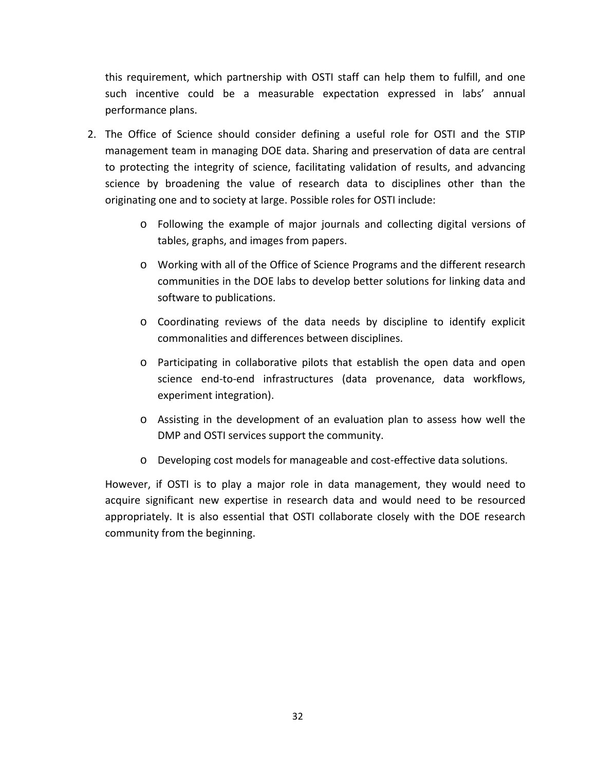this requirement, which partnership with OSTI staff can help them to fulfill, and one such incentive could be a measurable expectation expressed in labs' annual performance plans.

2. The Office of Science should consider defining a useful role for OSTI and the STIP management team in managing DOE data. Sharing and preservation of data are central to protecting the integrity of science, facilitating validation of results, and advancing science by broadening the value of research data to disciplines other than the originating one and to society at large. Possible roles for OSTI include:

    - Following the example of major journals and collecting digital versions of tables, graphs, and images from papers.
    - Working with all of the Office of Science Programs and the different research communities in the DOE labs to develop better solutions for linking data and software to publications.
    - Coordinating reviews of the data needs by discipline to identify explicit commonalities and differences between disciplines.
    - Participating in collaborative pilots that establish the open data and open science end-to-end infrastructures (data provenance, data workflows, experiment integration).
    - Assisting in the development of an evaluation plan to assess how well the DMP and OSTI services support the community.
    - Developing cost models for manageable and cost-effective data solutions.

    However, if OSTI is to play a major role in data management, they would need to acquire significant new expertise in research data and would need to be resourced appropriately. It is also essential that OSTI collaborate closely with the DOE research community from the beginning.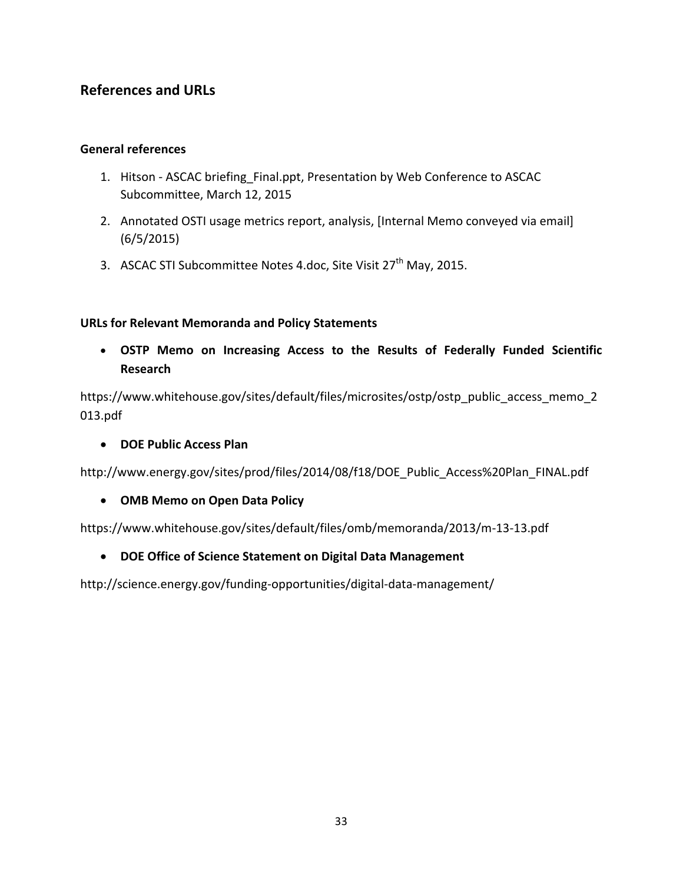## References and URLs

### General references

1. Hitson - ASCAC briefing_Final.ppt, Presentation by Web Conference to ASCAC Subcommittee, March 12, 2015
2. Annotated OSTI usage metrics report, analysis, [Internal Memo conveyed via email] (6/5/2015)
3. ASCAC STI Subcommittee Notes 4.doc, Site Visit 27th May, 2015.

### URLs for Relevant Memoranda and Policy Statements

- **OSTP Memo on Increasing Access to the Results of Federally Funded Scientific Research**

https://www.whitehouse.gov/sites/default/files/microsites/ostp/ostp_public_access_memo_2013.pdf

- **DOE Public Access Plan**

http://www.energy.gov/sites/prod/files/2014/08/f18/DOE_Public_Access%20Plan_FINAL.pdf

- **OMB Memo on Open Data Policy**

https://www.whitehouse.gov/sites/default/files/omb/memoranda/2013/m-13-13.pdf

- **DOE Office of Science Statement on Digital Data Management**

http://science.energy.gov/funding-opportunities/digital-data-management/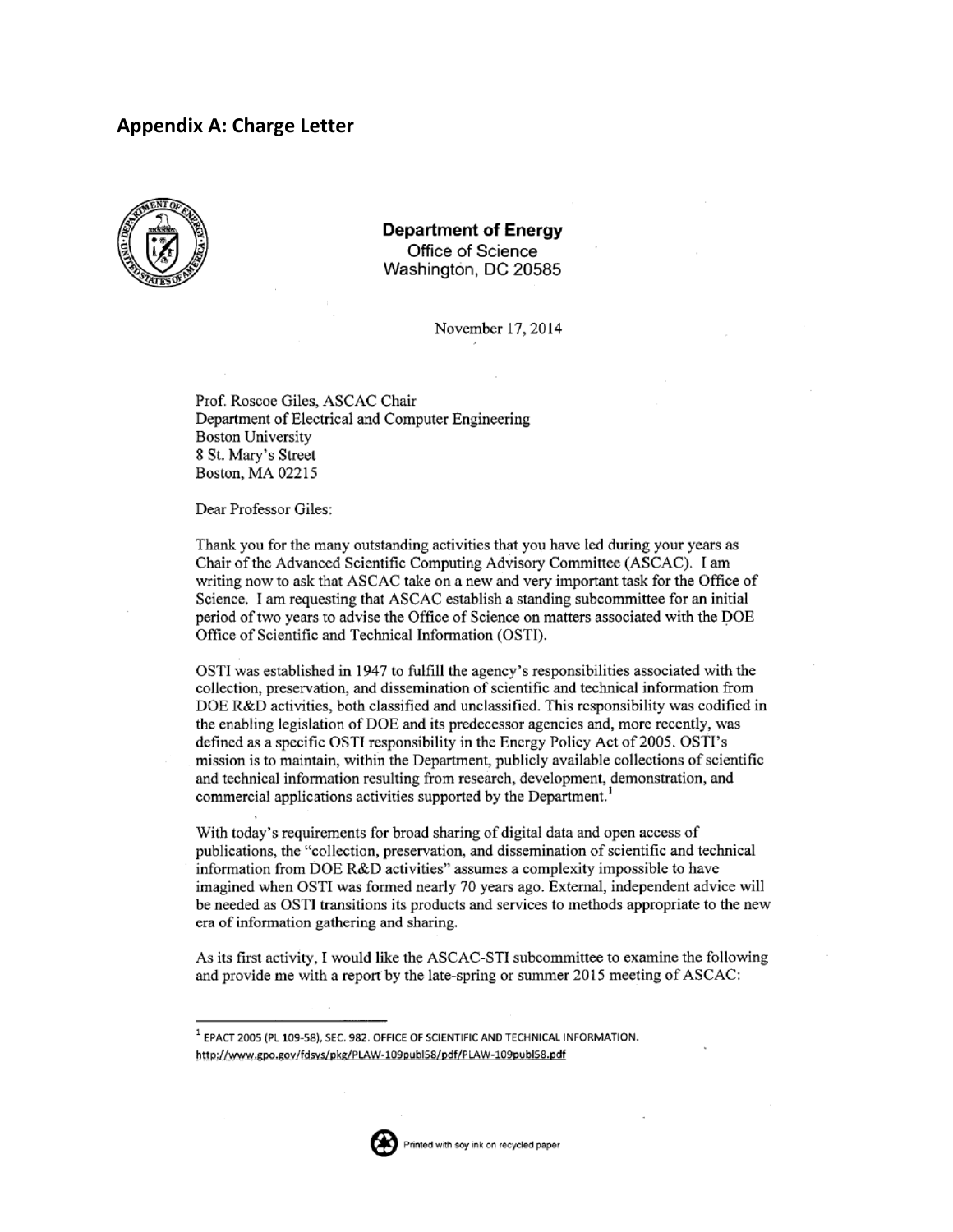## Appendix A: Charge Letter

**Department of Energy**
Office of Science
Washington, DC 20585

November 17, 2014

Prof. Roscoe Giles, ASCAC Chair
Department of Electrical and Computer Engineering
Boston University
8 St. Mary's Street
Boston, MA 02215

Dear Professor Giles:

Thank you for the many outstanding activities that you have led during your years as Chair of the Advanced Scientific Computing Advisory Committee (ASCAC). I am writing now to ask that ASCAC take on a new and very important task for the Office of Science. I am requesting that ASCAC establish a standing subcommittee for an initial period of two years to advise the Office of Science on matters associated with the DOE Office of Scientific and Technical Information (OSTI).

OSTI was established in 1947 to fulfill the agency's responsibilities associated with the collection, preservation, and dissemination of scientific and technical information from DOE R&D activities, both classified and unclassified. This responsibility was codified in the enabling legislation of DOE and its predecessor agencies and, more recently, was defined as a specific OSTI responsibility in the Energy Policy Act of 2005. OSTI's mission is to maintain, within the Department, publicly available collections of scientific and technical information resulting from research, development, demonstration, and commercial applications activities supported by the Department.[1]

With today's requirements for broad sharing of digital data and open access of publications, the "collection, preservation, and dissemination of scientific and technical information from DOE R&D activities" assumes a complexity impossible to have imagined when OSTI was formed nearly 70 years ago. External, independent advice will be needed as OSTI transitions its products and services to methods appropriate to the new era of information gathering and sharing.

As its first activity, I would like the ASCAC-STI subcommittee to examine the following and provide me with a report by the late-spring or summer 2015 meeting of ASCAC:

---

[1] EPACT 2005 (PL 109-58), SEC. 982. OFFICE OF SCIENTIFIC AND TECHNICAL INFORMATION. http://www.gpo.gov/fdsys/pkg/PLAW-109publ58/pdf/PLAW-109publ58.pdf

Printed with soy ink on recycled paper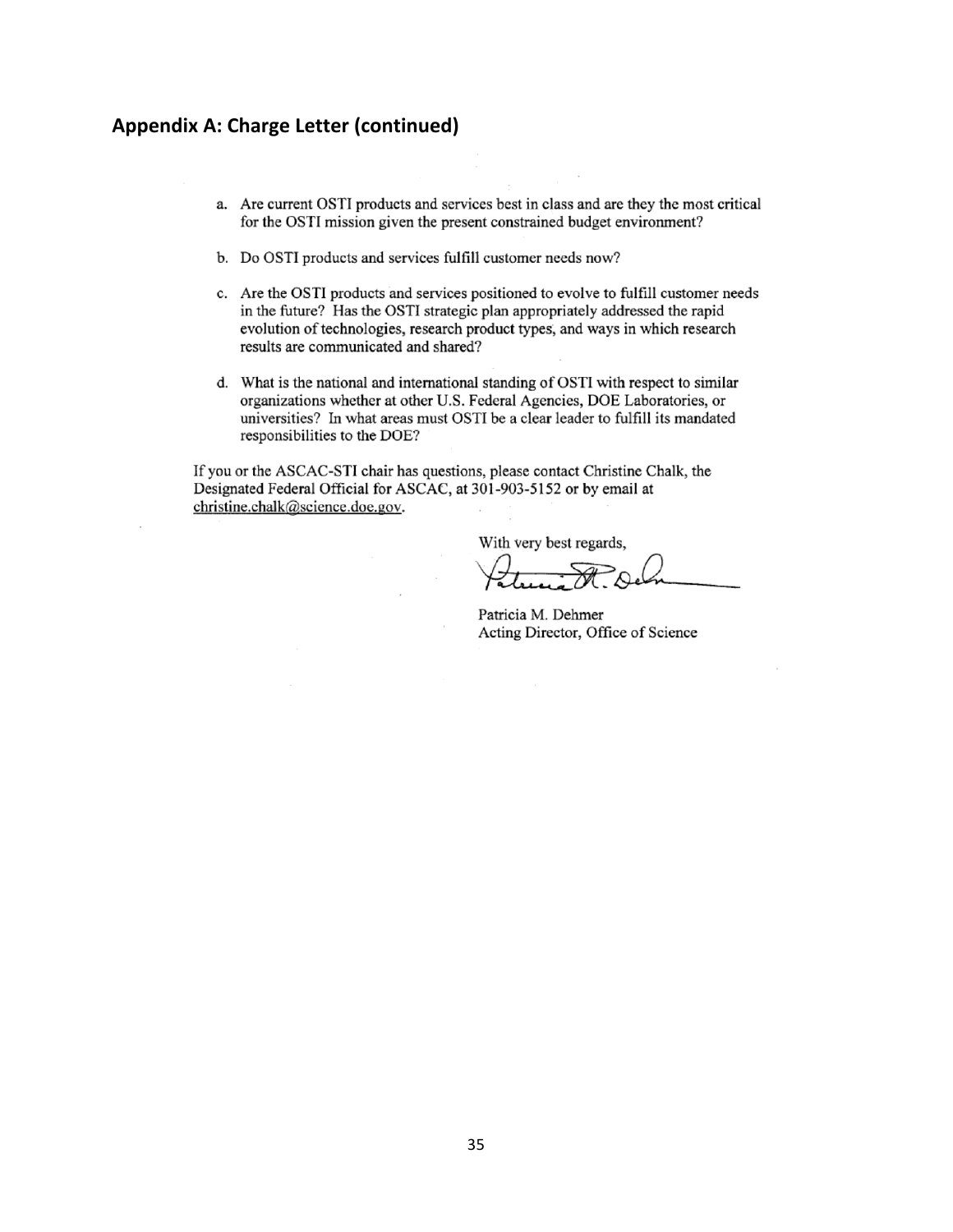## Appendix A: Charge Letter (continued)

a. Are current OSTI products and services best in class and are they the most critical for the OSTI mission given the present constrained budget environment?

b. Do OSTI products and services fulfill customer needs now?

c. Are the OSTI products and services positioned to evolve to fulfill customer needs in the future? Has the OSTI strategic plan appropriately addressed the rapid evolution of technologies, research product types, and ways in which research results are communicated and shared?

d. What is the national and international standing of OSTI with respect to similar organizations whether at other U.S. Federal Agencies, DOE Laboratories, or universities? In what areas must OSTI be a clear leader to fulfill its mandated responsibilities to the DOE?

If you or the ASCAC-STI chair has questions, please contact Christine Chalk, the Designated Federal Official for ASCAC, at 301-903-5152 or by email at christine.chalk@science.doe.gov.

With very best regards,

Patricia M. Dehmer
Acting Director, Office of Science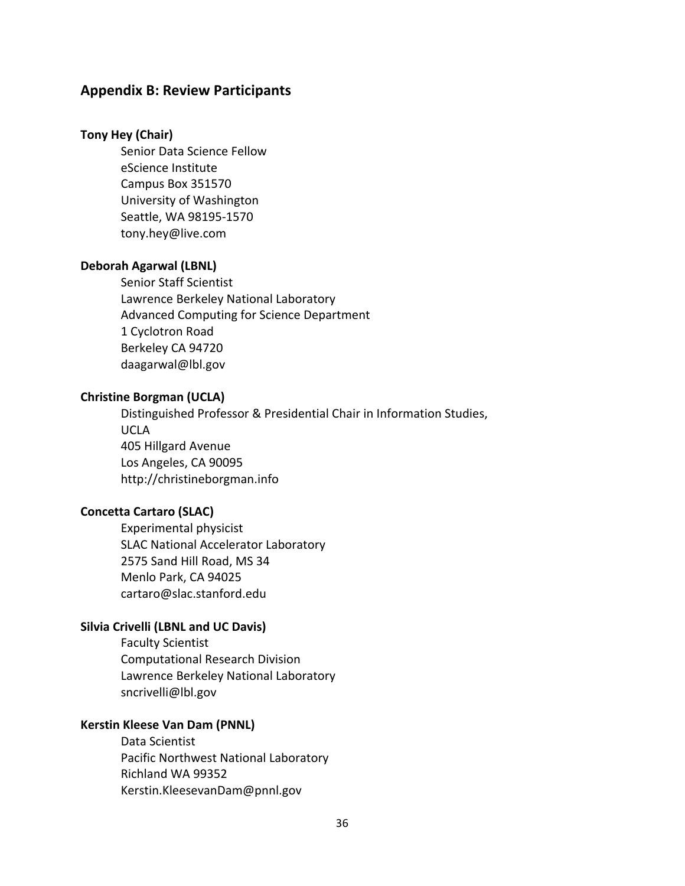## Appendix B: Review Participants

**Tony Hey (Chair)**

Senior Data Science Fellow
eScience Institute
Campus Box 351570
University of Washington
Seattle, WA 98195-1570
tony.hey@live.com

**Deborah Agarwal (LBNL)**

Senior Staff Scientist
Lawrence Berkeley National Laboratory
Advanced Computing for Science Department
1 Cyclotron Road
Berkeley CA 94720
daagarwal@lbl.gov

**Christine Borgman (UCLA)**

Distinguished Professor & Presidential Chair in Information Studies, UCLA
405 Hillgard Avenue
Los Angeles, CA 90095
http://christineborgman.info

**Concetta Cartaro (SLAC)**

Experimental physicist
SLAC National Accelerator Laboratory
2575 Sand Hill Road, MS 34
Menlo Park, CA 94025
cartaro@slac.stanford.edu

**Silvia Crivelli (LBNL and UC Davis)**

Faculty Scientist
Computational Research Division
Lawrence Berkeley National Laboratory
sncrivelli@lbl.gov

**Kerstin Kleese Van Dam (PNNL)**

Data Scientist
Pacific Northwest National Laboratory
Richland WA 99352
Kerstin.KleesevanDam@pnnl.gov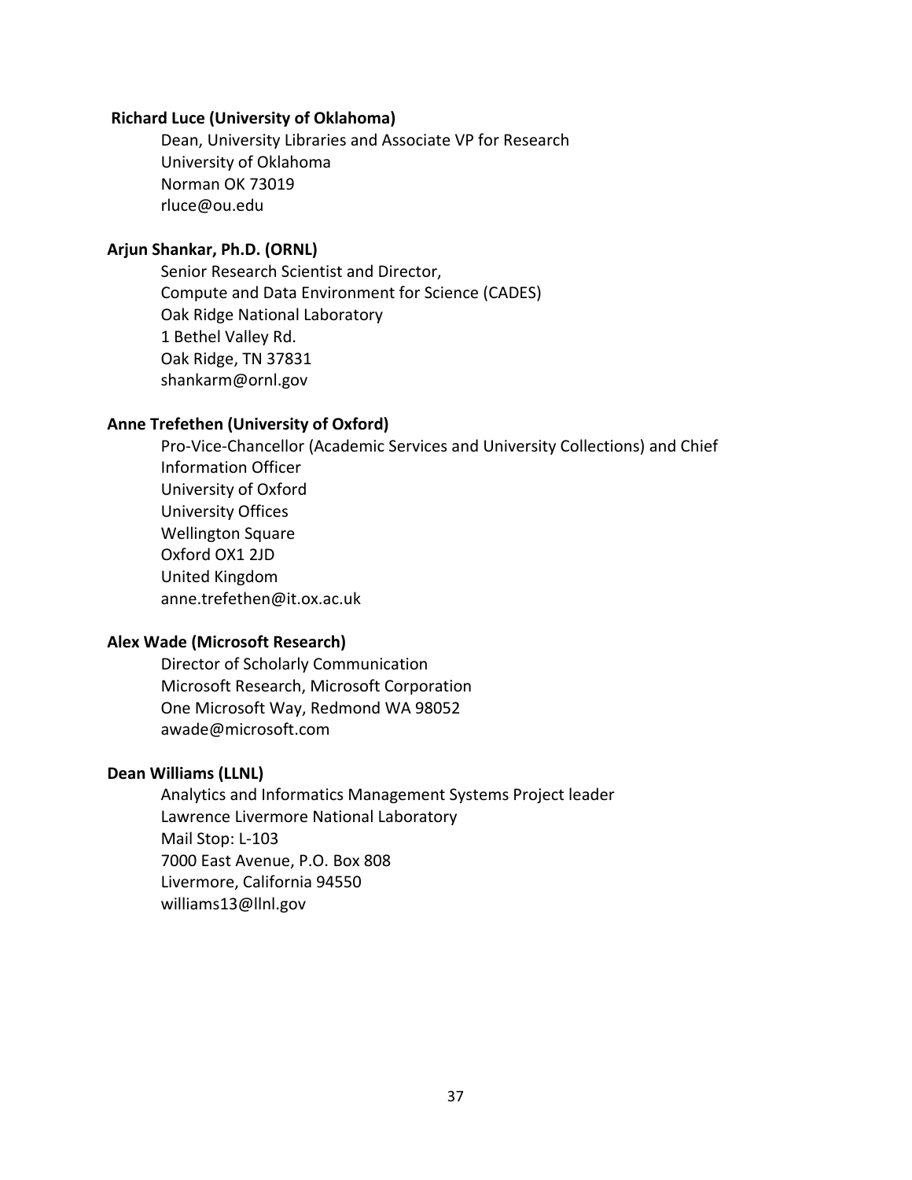**Richard Luce (University of Oklahoma)**

Dean, University Libraries and Associate VP for Research
University of Oklahoma
Norman OK 73019
rluce@ou.edu

**Arjun Shankar, Ph.D. (ORNL)**

Senior Research Scientist and Director,
Compute and Data Environment for Science (CADES)
Oak Ridge National Laboratory
1 Bethel Valley Rd.
Oak Ridge, TN 37831
shankarm@ornl.gov

**Anne Trefethen (University of Oxford)**

Pro-Vice-Chancellor (Academic Services and University Collections) and Chief Information Officer
University of Oxford
University Offices
Wellington Square
Oxford OX1 2JD
United Kingdom
anne.trefethen@it.ox.ac.uk

**Alex Wade (Microsoft Research)**

Director of Scholarly Communication
Microsoft Research, Microsoft Corporation
One Microsoft Way, Redmond WA 98052
awade@microsoft.com

**Dean Williams (LLNL)**

Analytics and Informatics Management Systems Project leader
Lawrence Livermore National Laboratory
Mail Stop: L-103
7000 East Avenue, P.O. Box 808
Livermore, California 94550
williams13@llnl.gov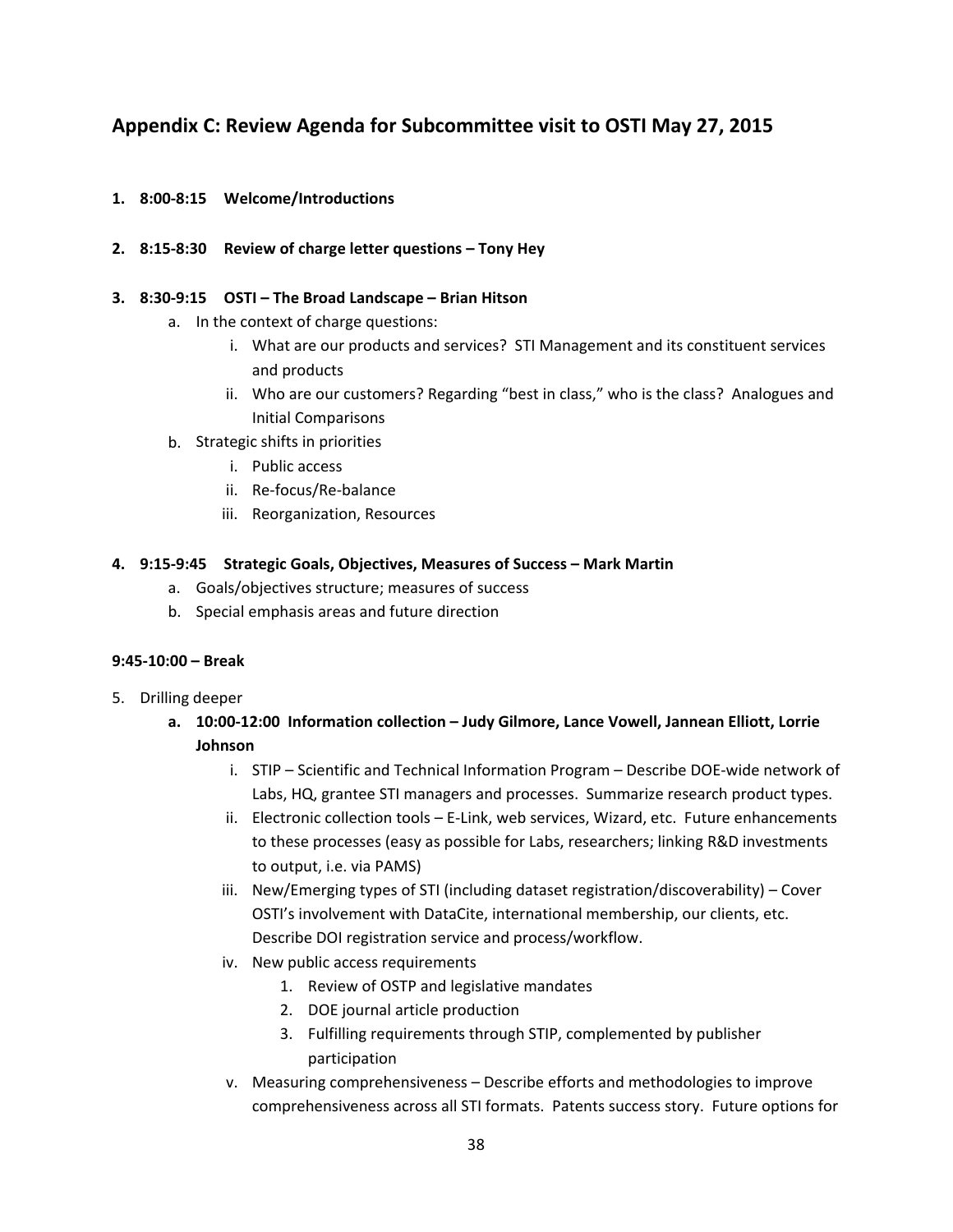## Appendix C: Review Agenda for Subcommittee visit to OSTI May 27, 2015

1. **8:00-8:15 Welcome/Introductions**

2. **8:15-8:30 Review of charge letter questions – Tony Hey**

3. **8:30-9:15 OSTI – The Broad Landscape – Brian Hitson**
   a. In the context of charge questions:
      i. What are our products and services? STI Management and its constituent services and products
      ii. Who are our customers? Regarding "best in class," who is the class? Analogues and Initial Comparisons
   b. Strategic shifts in priorities
      i. Public access
      ii. Re-focus/Re-balance
      iii. Reorganization, Resources

4. **9:15-9:45 Strategic Goals, Objectives, Measures of Success – Mark Martin**
   a. Goals/objectives structure; measures of success
   b. Special emphasis areas and future direction

**9:45-10:00 – Break**

5. Drilling deeper
   a. **10:00-12:00 Information collection – Judy Gilmore, Lance Vowell, Jannean Elliott, Lorrie Johnson**
      i. STIP – Scientific and Technical Information Program – Describe DOE-wide network of Labs, HQ, grantee STI managers and processes. Summarize research product types.
      ii. Electronic collection tools – E-Link, web services, Wizard, etc. Future enhancements to these processes (easy as possible for Labs, researchers; linking R&D investments to output, i.e. via PAMS)
      iii. New/Emerging types of STI (including dataset registration/discoverability) – Cover OSTI's involvement with DataCite, international membership, our clients, etc. Describe DOI registration service and process/workflow.
      iv. New public access requirements
         1. Review of OSTP and legislative mandates
         2. DOE journal article production
         3. Fulfilling requirements through STIP, complemented by publisher participation
      v. Measuring comprehensiveness – Describe efforts and methodologies to improve comprehensiveness across all STI formats. Patents success story. Future options for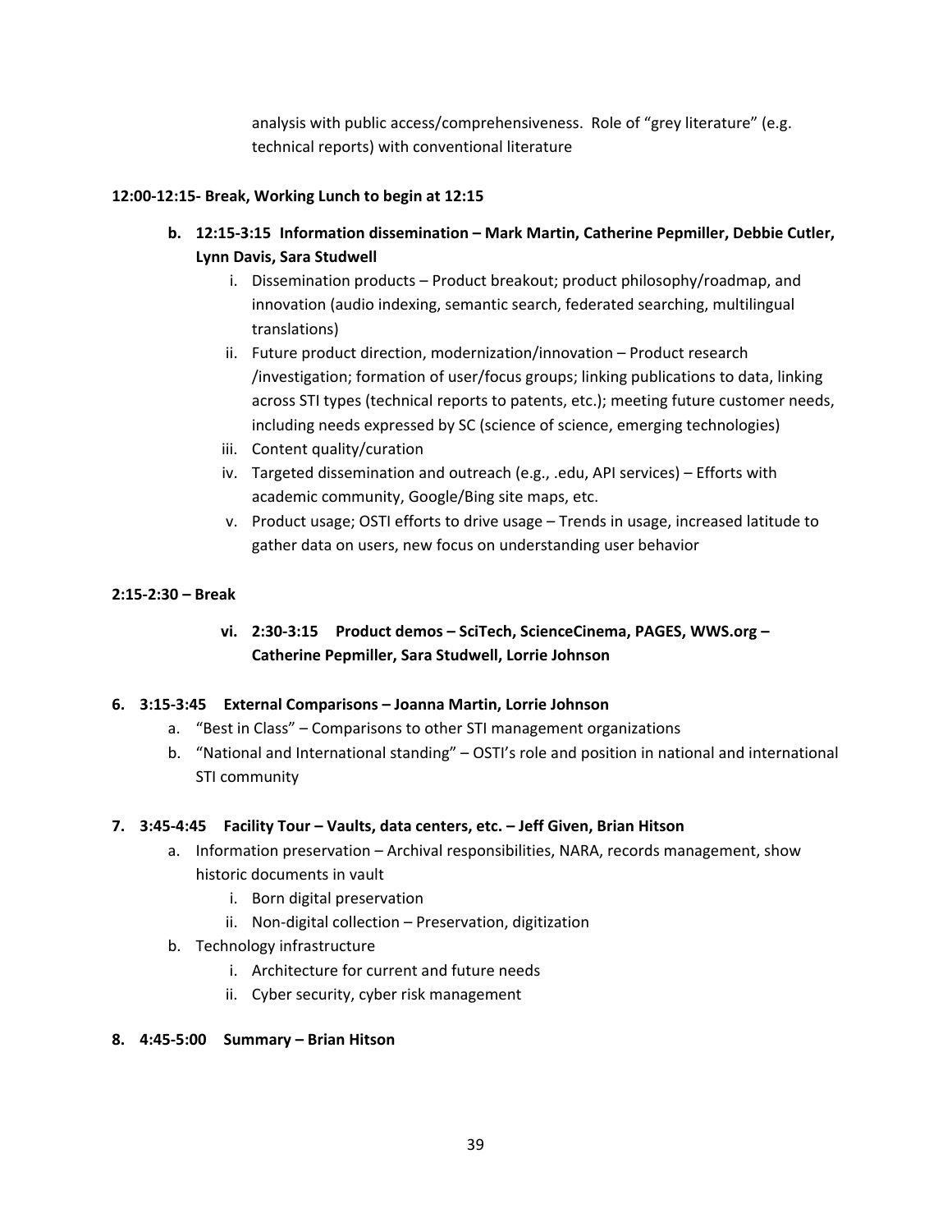analysis with public access/comprehensiveness. Role of "grey literature" (e.g. technical reports) with conventional literature

**12:00-12:15- Break, Working Lunch to begin at 12:15**

**b. 12:15-3:15 Information dissemination – Mark Martin, Catherine Pepmiller, Debbie Cutler, Lynn Davis, Sara Studwell**

i. Dissemination products – Product breakout; product philosophy/roadmap, and innovation (audio indexing, semantic search, federated searching, multilingual translations)

ii. Future product direction, modernization/innovation – Product research /investigation; formation of user/focus groups; linking publications to data, linking across STI types (technical reports to patents, etc.); meeting future customer needs, including needs expressed by SC (science of science, emerging technologies)

iii. Content quality/curation

iv. Targeted dissemination and outreach (e.g., .edu, API services) – Efforts with academic community, Google/Bing site maps, etc.

v. Product usage; OSTI efforts to drive usage – Trends in usage, increased latitude to gather data on users, new focus on understanding user behavior

**2:15-2:30 – Break**

**vi. 2:30-3:15 Product demos – SciTech, ScienceCinema, PAGES, WWS.org – Catherine Pepmiller, Sara Studwell, Lorrie Johnson**

**6. 3:15-3:45 External Comparisons – Joanna Martin, Lorrie Johnson**

a. "Best in Class" – Comparisons to other STI management organizations

b. "National and International standing" – OSTI's role and position in national and international STI community

**7. 3:45-4:45 Facility Tour – Vaults, data centers, etc. – Jeff Given, Brian Hitson**

a. Information preservation – Archival responsibilities, NARA, records management, show historic documents in vault

   i. Born digital preservation

   ii. Non-digital collection – Preservation, digitization

b. Technology infrastructure

   i. Architecture for current and future needs

   ii. Cyber security, cyber risk management

**8. 4:45-5:00 Summary – Brian Hitson**